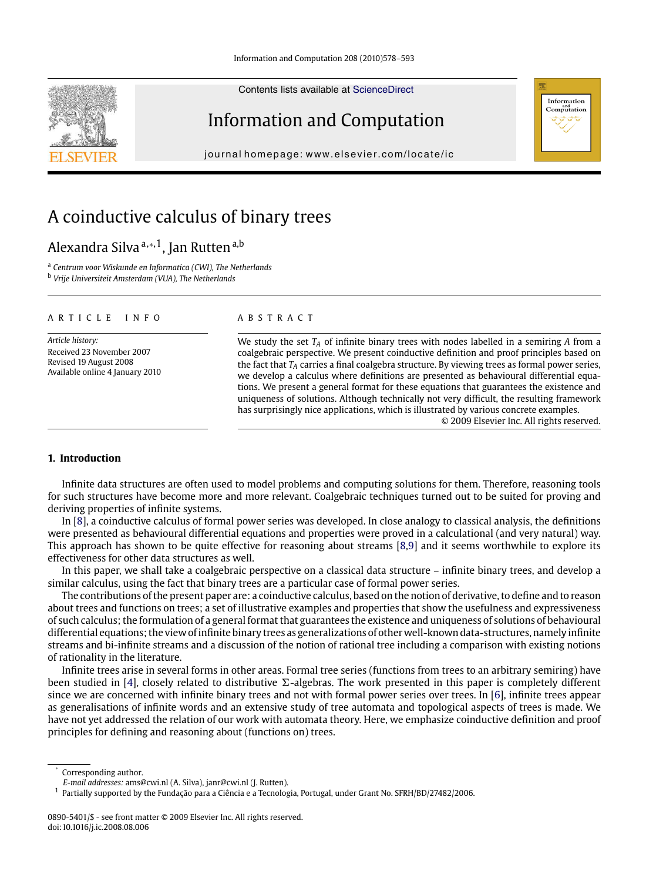# A coinductive calculus of binary trees

Alexandra Silva [a,*,1], Jan Rutten [a,b]

[a] *Centrum voor Wiskunde en Informatica (CWI), The Netherlands*
[b] *Vrije Universiteit Amsterdam (VUA), The Netherlands*

**ARTICLE INFO**

*Article history:*
Received 23 November 2007
Revised 19 August 2008
Available online 4 January 2010

**ABSTRACT**

We study the set $T_A$ of infinite binary trees with nodes labelled in a semiring $A$ from a coalgebraic perspective. We present coinductive definition and proof principles based on the fact that $T_A$ carries a final coalgebra structure. By viewing trees as formal power series, we develop a calculus where definitions are presented as behavioural differential equations. We present a general format for these equations that guarantees the existence and uniqueness of solutions. Although technically not very difficult, the resulting framework has surprisingly nice applications, which is illustrated by various concrete examples.

© 2009 Elsevier Inc. All rights reserved.

## 1. Introduction

Infinite data structures are often used to model problems and computing solutions for them. Therefore, reasoning tools for such structures have become more and more relevant. Coalgebraic techniques turned out to be suited for proving and deriving properties of infinite systems.

In [8], a coinductive calculus of formal power series was developed. In close analogy to classical analysis, the definitions were presented as behavioural differential equations and properties were proved in a calculational (and very natural) way. This approach has shown to be quite effective for reasoning about streams [8,9] and it seems worthwhile to explore its effectiveness for other data structures as well.

In this paper, we shall take a coalgebraic perspective on a classical data structure – infinite binary trees, and develop a similar calculus, using the fact that binary trees are a particular case of formal power series.

The contributions of the present paper are: a coinductive calculus, based on the notion of derivative, to define and to reason about trees and functions on trees; a set of illustrative examples and properties that show the usefulness and expressiveness of such calculus; the formulation of a general format that guarantees the existence and uniqueness of solutions of behavioural differential equations; the view of infinite binary trees as generalizations of other well-known data-structures, namely infinite streams and bi-infinite streams and a discussion of the notion of rational tree including a comparison with existing notions of rationality in the literature.

Infinite trees arise in several forms in other areas. Formal tree series (functions from trees to an arbitrary semiring) have been studied in [4], closely related to distributive $\Sigma$-algebras. The work presented in this paper is completely different since we are concerned with infinite binary trees and not with formal power series over trees. In [6], infinite trees appear as generalisations of infinite words and an extensive study of tree automata and topological aspects of trees is made. We have not yet addressed the relation of our work with automata theory. Here, we emphasize coinductive definition and proof principles for defining and reasoning about (functions on) trees.

---

[*] Corresponding author.
*E-mail addresses:* ams@cwi.nl (A. Silva), janr@cwi.nl (J. Rutten).
[1] Partially supported by the Fundação para a Ciência e a Tecnologia, Portugal, under Grant No. SFRH/BD/27482/2006.

0890-5401/$ - see front matter © 2009 Elsevier Inc. All rights reserved.
doi:10.1016/j.ic.2008.08.006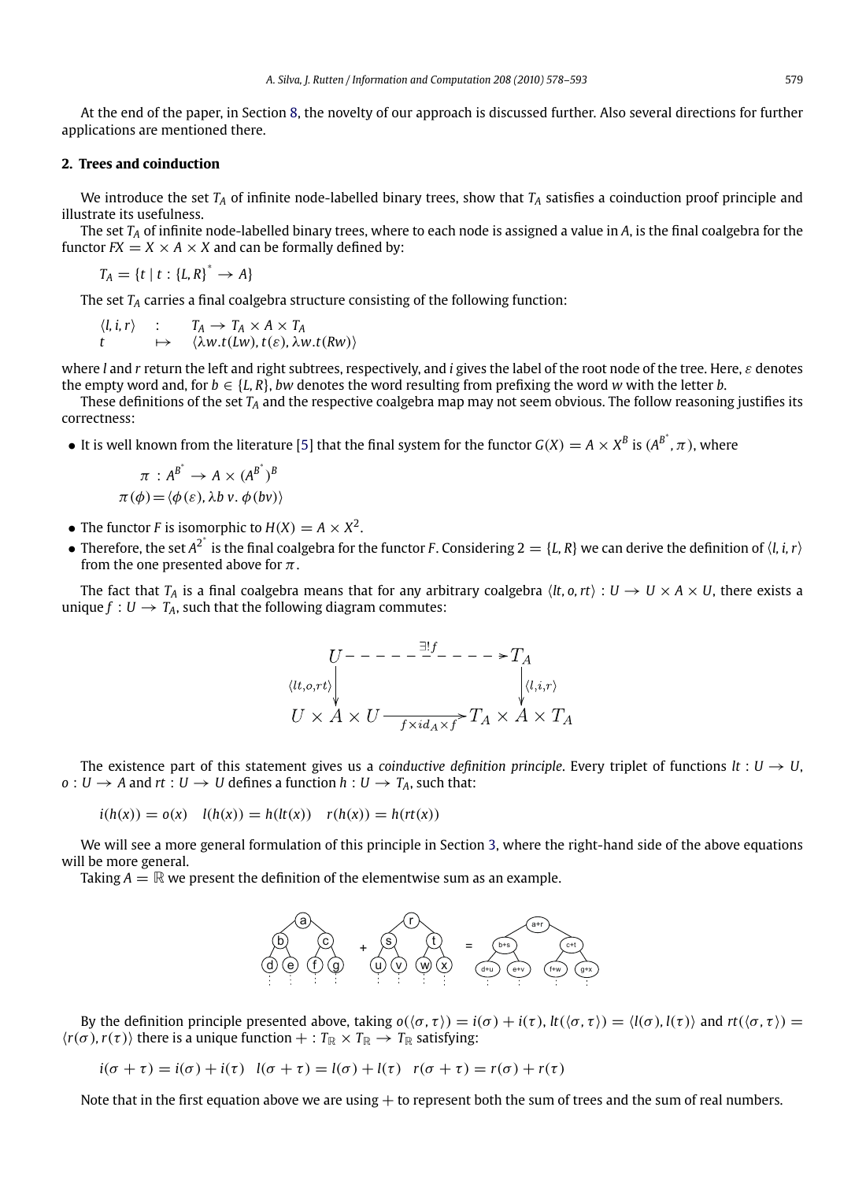At the end of the paper, in Section 8, the novelty of our approach is discussed further. Also several directions for further applications are mentioned there.

## 2. Trees and coinduction

We introduce the set $T_A$ of infinite node-labelled binary trees, show that $T_A$ satisfies a coinduction proof principle and illustrate its usefulness.

The set $T_A$ of infinite node-labelled binary trees, where to each node is assigned a value in $A$, is the final coalgebra for the functor $FX = X \times A \times X$ and can be formally defined by:

$$T_A = \{t \mid t : \{L, R\}^* \to A\}$$

The set $T_A$ carries a final coalgebra structure consisting of the following function:

$$\begin{array}{lll} \langle l, i, r \rangle & : & T_A \to T_A \times A \times T_A \\ t & \mapsto & \langle \lambda w.t(Lw), t(\varepsilon), \lambda w.t(Rw) \rangle \end{array}$$

where $l$ and $r$ return the left and right subtrees, respectively, and $i$ gives the label of the root node of the tree. Here, $\varepsilon$ denotes the empty word and, for $b \in \{L, R\}$, $bw$ denotes the word resulting from prefixing the word $w$ with the letter $b$.

These definitions of the set $T_A$ and the respective coalgebra map may not seem obvious. The follow reasoning justifies its correctness:

- It is well known from the literature [5] that the final system for the functor $G(X) = A \times X^B$ is $(A^{B^*}, \pi)$, where

$$\pi : A^{B^*} \to A \times (A^{B^*})^B$$
$$\pi(\phi) = \langle \phi(\varepsilon), \lambda b\, v.\, \phi(bv) \rangle$$

- The functor $F$ is isomorphic to $H(X) = A \times X^2$.
- Therefore, the set $A^{2^*}$ is the final coalgebra for the functor $F$. Considering $2 = \{L, R\}$ we can derive the definition of $\langle l, i, r \rangle$ from the one presented above for $\pi$.

The fact that $T_A$ is a final coalgebra means that for any arbitrary coalgebra $\langle lt, o, rt \rangle : U \to U \times A \times U$, there exists a unique $f : U \to T_A$, such that the following diagram commutes:

$$\begin{array}{ccc} U & \overset{\exists! f}{\dashrightarrow} & T_A \\ \downarrow{\scriptstyle \langle lt, o, rt \rangle} & & \downarrow{\scriptstyle \langle l, i, r \rangle} \\ U \times A \times U & \xrightarrow[f \times id_A \times f]{} & T_A \times A \times T_A \end{array}$$

The existence part of this statement gives us a *coinductive definition principle*. Every triplet of functions $lt : U \to U$, $o : U \to A$ and $rt : U \to U$ defines a function $h : U \to T_A$, such that:

$$i(h(x)) = o(x) \quad l(h(x)) = h(lt(x)) \quad r(h(x)) = h(rt(x))$$

We will see a more general formulation of this principle in Section 3, where the right-hand side of the above equations will be more general.

Taking $A = \mathbb{R}$ we present the definition of the elementwise sum as an example.

By the definition principle presented above, taking $o(\langle \sigma, \tau \rangle) = i(\sigma) + i(\tau)$, $lt(\langle \sigma, \tau \rangle) = \langle l(\sigma), l(\tau) \rangle$ and $rt(\langle \sigma, \tau \rangle) = \langle r(\sigma), r(\tau) \rangle$ there is a unique function $+ : T_{\mathbb{R}} \times T_{\mathbb{R}} \to T_{\mathbb{R}}$ satisfying:

$$i(\sigma + \tau) = i(\sigma) + i(\tau) \quad l(\sigma + \tau) = l(\sigma) + l(\tau) \quad r(\sigma + \tau) = r(\sigma) + r(\tau)$$

Note that in the first equation above we are using $+$ to represent both the sum of trees and the sum of real numbers.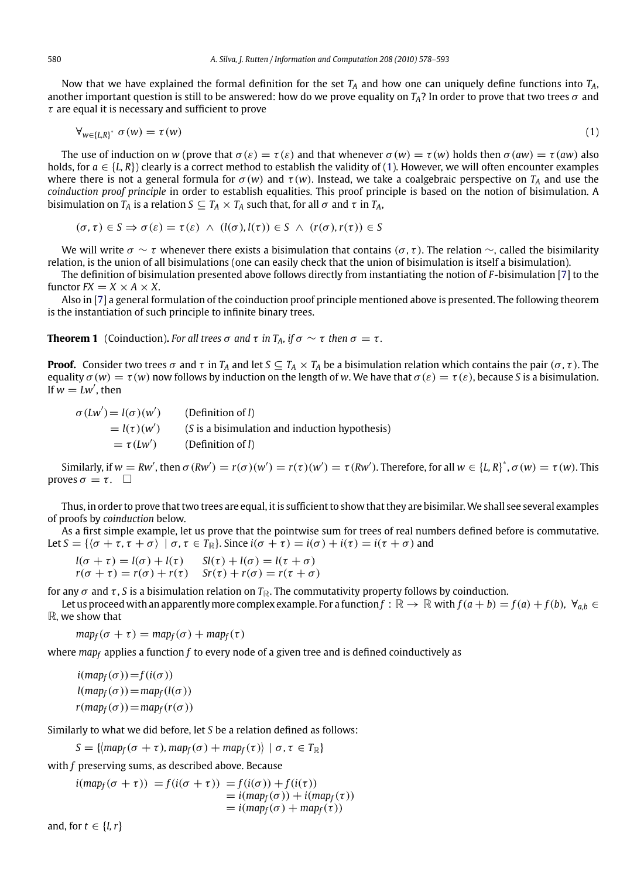Now that we have explained the formal definition for the set $T_A$ and how one can uniquely define functions into $T_A$, another important question is still to be answered: how do we prove equality on $T_A$? In order to prove that two trees $\sigma$ and $\tau$ are equal it is necessary and sufficient to prove

$$\forall_{w \in \{L,R\}^*}\ \sigma(w) = \tau(w) \tag{1}$$

The use of induction on $w$ (prove that $\sigma(\varepsilon) = \tau(\varepsilon)$ and that whenever $\sigma(w) = \tau(w)$ holds then $\sigma(aw) = \tau(aw)$ also holds, for $a \in \{L, R\}$) clearly is a correct method to establish the validity of (1). However, we will often encounter examples where there is not a general formula for $\sigma(w)$ and $\tau(w)$. Instead, we take a coalgebraic perspective on $T_A$ and use the *coinduction proof principle* in order to establish equalities. This proof principle is based on the notion of bisimulation. A bisimulation on $T_A$ is a relation $S \subseteq T_A \times T_A$ such that, for all $\sigma$ and $\tau$ in $T_A$,

$$(\sigma, \tau) \in S \Rightarrow \sigma(\varepsilon) = \tau(\varepsilon)\ \wedge\ (l(\sigma), l(\tau)) \in S\ \wedge\ (r(\sigma), r(\tau)) \in S$$

We will write $\sigma \sim \tau$ whenever there exists a bisimulation that contains $(\sigma, \tau)$. The relation $\sim$, called the bisimilarity relation, is the union of all bisimulations (one can easily check that the union of bisimulation is itself a bisimulation).

The definition of bisimulation presented above follows directly from instantiating the notion of $F$-bisimulation [7] to the functor $FX = X \times A \times X$.

Also in [7] a general formulation of the coinduction proof principle mentioned above is presented. The following theorem is the instantiation of such principle to infinite binary trees.

**Theorem 1** (Coinduction). *For all trees $\sigma$ and $\tau$ in $T_A$, if $\sigma \sim \tau$ then $\sigma = \tau$.*

**Proof.** Consider two trees $\sigma$ and $\tau$ in $T_A$ and let $S \subseteq T_A \times T_A$ be a bisimulation relation which contains the pair $(\sigma, \tau)$. The equality $\sigma(w) = \tau(w)$ now follows by induction on the length of $w$. We have that $\sigma(\varepsilon) = \tau(\varepsilon)$, because $S$ is a bisimulation. If $w = Lw'$, then

$$\begin{aligned}
\sigma(Lw') &= l(\sigma)(w') && \text{(Definition of } l\text{)}\\
&= l(\tau)(w') && \text{(}S\text{ is a bisimulation and induction hypothesis)}\\
&= \tau(Lw') && \text{(Definition of } l\text{)}
\end{aligned}$$

Similarly, if $w = Rw'$, then $\sigma(Rw') = r(\sigma)(w') = r(\tau)(w') = \tau(Rw')$. Therefore, for all $w \in \{L, R\}^*$, $\sigma(w) = \tau(w)$. This proves $\sigma = \tau$. $\square$

Thus, in order to prove that two trees are equal, it is sufficient to show that they are bisimilar. We shall see several examples of proofs by *coinduction* below.

As a first simple example, let us prove that the pointwise sum for trees of real numbers defined before is commutative. Let $S = \{\langle \sigma + \tau, \tau + \sigma \rangle \mid \sigma, \tau \in T_{\mathbb{R}}\}$. Since $i(\sigma + \tau) = i(\sigma) + i(\tau) = i(\tau + \sigma)$ and

$$\begin{aligned}
l(\sigma + \tau) &= l(\sigma) + l(\tau) \quad & Sl(\tau) + l(\sigma) &= l(\tau + \sigma)\\
r(\sigma + \tau) &= r(\sigma) + r(\tau) \quad & Sr(\tau) + r(\sigma) &= r(\tau + \sigma)
\end{aligned}$$

for any $\sigma$ and $\tau$, $S$ is a bisimulation relation on $T_{\mathbb{R}}$. The commutativity property follows by coinduction.

Let us proceed with an apparently more complex example. For a function $f : \mathbb{R} \to \mathbb{R}$ with $f(a + b) = f(a) + f(b)$, $\forall_{a,b} \in \mathbb{R}$, we show that

$$map_f(\sigma + \tau) = map_f(\sigma) + map_f(\tau)$$

where $map_f$ applies a function $f$ to every node of a given tree and is defined coinductively as

$$\begin{aligned}
i(map_f(\sigma)) &= f(i(\sigma))\\
l(map_f(\sigma)) &= map_f(l(\sigma))\\
r(map_f(\sigma)) &= map_f(r(\sigma))
\end{aligned}$$

Similarly to what we did before, let $S$ be a relation defined as follows:

$$S = \{\langle map_f(\sigma + \tau), map_f(\sigma) + map_f(\tau) \rangle \mid \sigma, \tau \in T_{\mathbb{R}}\}$$

with $f$ preserving sums, as described above. Because

$$\begin{aligned}
i(map_f(\sigma + \tau)) = f(i(\sigma + \tau)) &= f(i(\sigma)) + f(i(\tau))\\
&= i(map_f(\sigma)) + i(map_f(\tau))\\
&= i(map_f(\sigma) + map_f(\tau))
\end{aligned}$$

and, for $t \in \{l, r\}$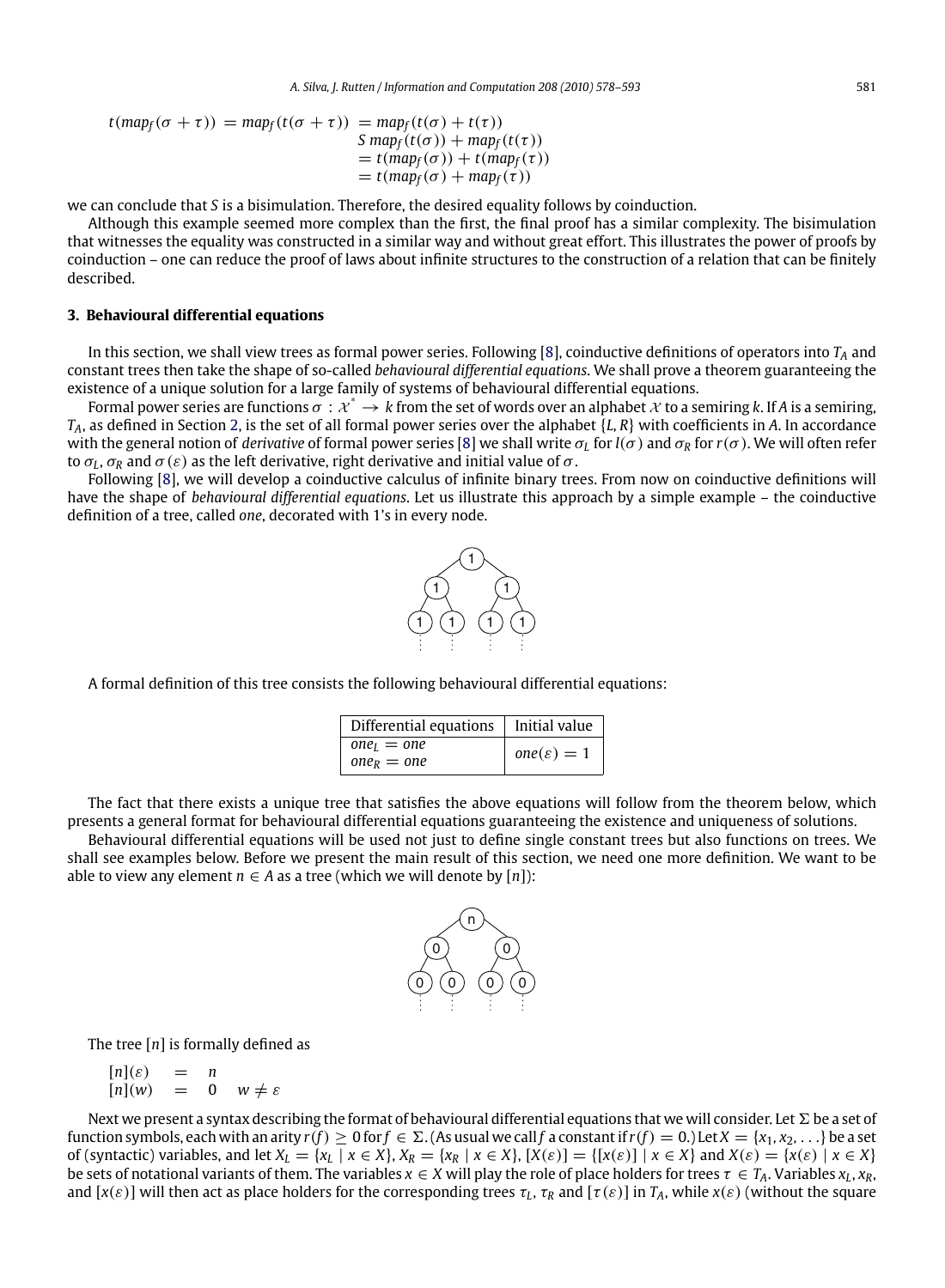$$
\begin{aligned}
t(map_f(\sigma+\tau)) = map_f(t(\sigma+\tau)) &= map_f(t(\sigma)+t(\tau)) \\
&S\ map_f(t(\sigma)) + map_f(t(\tau)) \\
&= t(map_f(\sigma)) + t(map_f(\tau)) \\
&= t(map_f(\sigma) + map_f(\tau))
\end{aligned}
$$

we can conclude that $S$ is a bisimulation. Therefore, the desired equality follows by coinduction.

Although this example seemed more complex than the first, the final proof has a similar complexity. The bisimulation that witnesses the equality was constructed in a similar way and without great effort. This illustrates the power of proofs by coinduction – one can reduce the proof of laws about infinite structures to the construction of a relation that can be finitely described.

## 3. Behavioural differential equations

In this section, we shall view trees as formal power series. Following [8], coinductive definitions of operators into $T_A$ and constant trees then take the shape of so-called *behavioural differential equations*. We shall prove a theorem guaranteeing the existence of a unique solution for a large family of systems of behavioural differential equations.

Formal power series are functions $\sigma : \mathcal{X}^* \to k$ from the set of words over an alphabet $\mathcal{X}$ to a semiring $k$. If $A$ is a semiring, $T_A$, as defined in Section 2, is the set of all formal power series over the alphabet $\{L, R\}$ with coefficients in $A$. In accordance with the general notion of *derivative* of formal power series [8] we shall write $\sigma_L$ for $l(\sigma)$ and $\sigma_R$ for $r(\sigma)$. We will often refer to $\sigma_L$, $\sigma_R$ and $\sigma(\varepsilon)$ as the left derivative, right derivative and initial value of $\sigma$.

Following [8], we will develop a coinductive calculus of infinite binary trees. From now on coinductive definitions will have the shape of *behavioural differential equations*. Let us illustrate this approach by a simple example – the coinductive definition of a tree, called *one*, decorated with 1's in every node.

A formal definition of this tree consists the following behavioural differential equations:

| Differential equations | Initial value |
|---|---|
| $one_L = one$ <br> $one_R = one$ | $one(\varepsilon) = 1$ |

The fact that there exists a unique tree that satisfies the above equations will follow from the theorem below, which presents a general format for behavioural differential equations guaranteeing the existence and uniqueness of solutions.

Behavioural differential equations will be used not just to define single constant trees but also functions on trees. We shall see examples below. Before we present the main result of this section, we need one more definition. We want to be able to view any element $n \in A$ as a tree (which we will denote by $[n]$):

The tree $[n]$ is formally defined as

$$
\begin{aligned}
[n](\varepsilon) &= n \\
[n](w) &= 0 \quad w \neq \varepsilon
\end{aligned}
$$

Next we present a syntax describing the format of behavioural differential equations that we will consider. Let $\Sigma$ be a set of function symbols, each with an arity $r(f) \geq 0$ for $f \in \Sigma$. (As usual we call $f$ a constant if $r(f) = 0$.) Let $X = \{x_1, x_2, \ldots\}$ be a set of (syntactic) variables, and let $X_L = \{x_L \mid x \in X\}$, $X_R = \{x_R \mid x \in X\}$, $[X(\varepsilon)] = \{[x(\varepsilon)] \mid x \in X\}$ and $X(\varepsilon) = \{x(\varepsilon) \mid x \in X\}$ be sets of notational variants of them. The variables $x \in X$ will play the role of place holders for trees $\tau \in T_A$. Variables $x_L$, $x_R$, and $[x(\varepsilon)]$ will then act as place holders for the corresponding trees $\tau_L$, $\tau_R$ and $[\tau(\varepsilon)]$ in $T_A$, while $x(\varepsilon)$ (without the square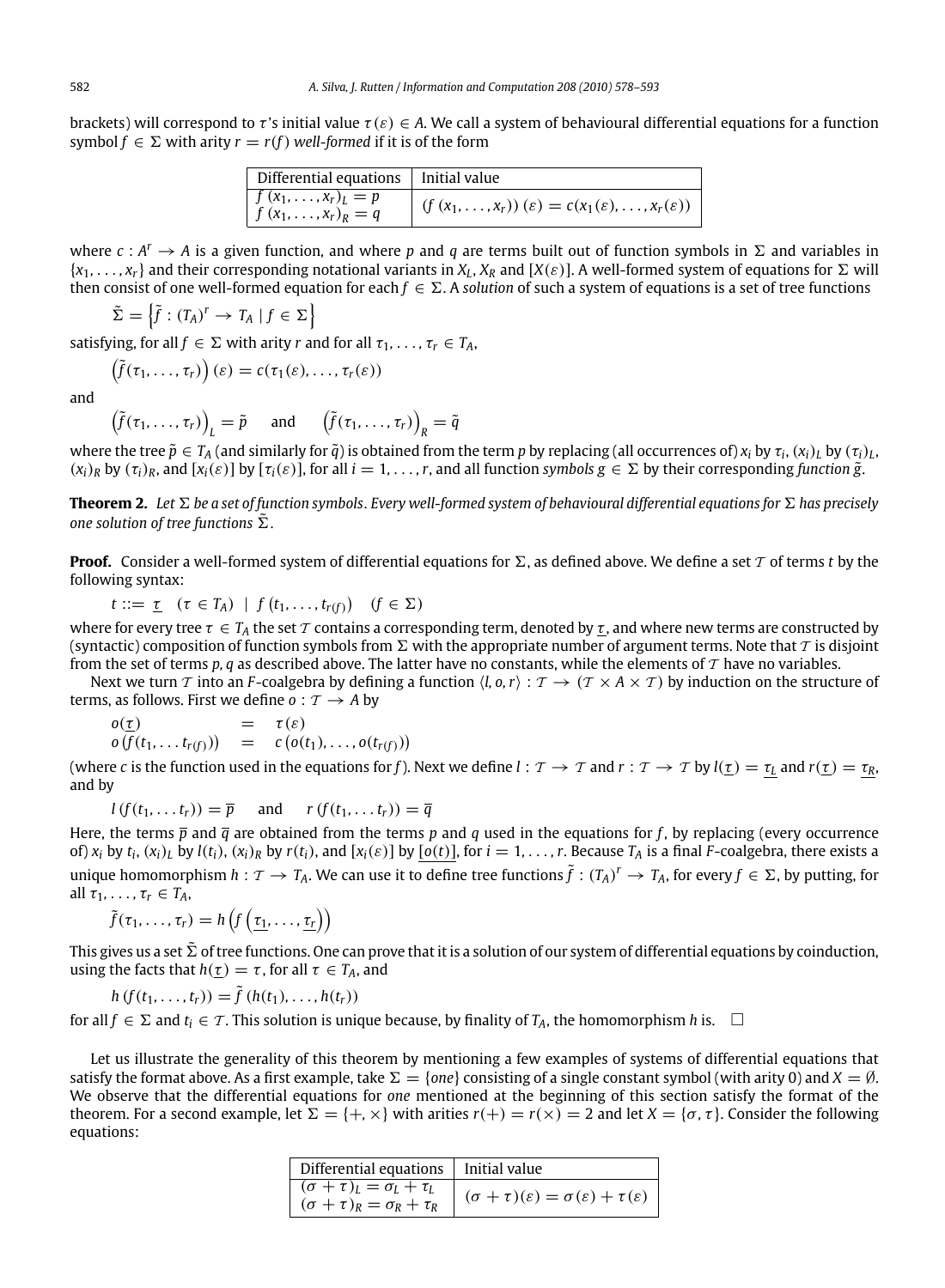brackets) will correspond to $\tau$'s initial value $\tau(\varepsilon) \in A$. We call a system of behavioural differential equations for a function symbol $f \in \Sigma$ with arity $r = r(f)$ *well-formed* if it is of the form

| Differential equations | Initial value |
|---|---|
| $f(x_1, \ldots, x_r)_L = p$ <br> $f(x_1, \ldots, x_r)_R = q$ | $(f(x_1, \ldots, x_r))(\varepsilon) = c(x_1(\varepsilon), \ldots, x_r(\varepsilon))$ |

where $c : A^r \to A$ is a given function, and where $p$ and $q$ are terms built out of function symbols in $\Sigma$ and variables in $\{x_1, \ldots, x_r\}$ and their corresponding notational variants in $X_L$, $X_R$ and $[X(\varepsilon)]$. A well-formed system of equations for $\Sigma$ will then consist of one well-formed equation for each $f \in \Sigma$. A *solution* of such a system of equations is a set of tree functions

$$\tilde{\Sigma} = \left\{ \tilde{f} : (T_A)^r \to T_A \mid f \in \Sigma \right\}$$

satisfying, for all $f \in \Sigma$ with arity $r$ and for all $\tau_1, \ldots, \tau_r \in T_A$,

$$\left(\tilde{f}(\tau_1, \ldots, \tau_r)\right)(\varepsilon) = c(\tau_1(\varepsilon), \ldots, \tau_r(\varepsilon))$$

and

$$\left(\tilde{f}(\tau_1, \ldots, \tau_r)\right)_L = \tilde{p} \quad \text{and} \quad \left(\tilde{f}(\tau_1, \ldots, \tau_r)\right)_R = \tilde{q}$$

where the tree $\tilde{p} \in T_A$ (and similarly for $\tilde{q}$) is obtained from the term $p$ by replacing (all occurrences of) $x_i$ by $\tau_i$, $(x_i)_L$ by $(\tau_i)_L$, $(x_i)_R$ by $(\tau_i)_R$, and $[x_i(\varepsilon)]$ by $[\tau_i(\varepsilon)]$, for all $i = 1, \ldots, r$, and all function *symbols* $g \in \Sigma$ by their corresponding *function* $\tilde{g}$.

**Theorem 2.** *Let $\Sigma$ be a set of function symbols. Every well-formed system of behavioural differential equations for $\Sigma$ has precisely one solution of tree functions $\tilde{\Sigma}$.*

**Proof.** Consider a well-formed system of differential equations for $\Sigma$, as defined above. We define a set $\mathcal{T}$ of terms $t$ by the following syntax:

$$t ::= \underline{\tau} \quad (\tau \in T_A) \;\mid\; f\left(t_1, \ldots, t_{r(f)}\right) \quad (f \in \Sigma)$$

where for every tree $\tau \in T_A$ the set $\mathcal{T}$ contains a corresponding term, denoted by $\underline{\tau}$, and where new terms are constructed by (syntactic) composition of function symbols from $\Sigma$ with the appropriate number of argument terms. Note that $\mathcal{T}$ is disjoint from the set of terms $p, q$ as described above. The latter have no constants, while the elements of $\mathcal{T}$ have no variables.

Next we turn $\mathcal{T}$ into an $F$-coalgebra by defining a function $\langle l, o, r\rangle : \mathcal{T} \to (\mathcal{T} \times A \times \mathcal{T})$ by induction on the structure of terms, as follows. First we define $o : \mathcal{T} \to A$ by

$$\begin{aligned} o(\underline{\tau}) &= \tau(\varepsilon) \\ o\left(f(t_1, \ldots t_{r(f)})\right) &= c\left(o(t_1), \ldots, o(t_{r(f)})\right) \end{aligned}$$

(where $c$ is the function used in the equations for $f$). Next we define $l : \mathcal{T} \to \mathcal{T}$ and $r : \mathcal{T} \to \mathcal{T}$ by $l(\underline{\tau}) = \underline{\tau_L}$ and $r(\underline{\tau}) = \underline{\tau_R}$, and by

$$l\left(f(t_1, \ldots t_r)\right) = \overline{p} \quad \text{and} \quad r\left(f(t_1, \ldots t_r)\right) = \overline{q}$$

Here, the terms $\overline{p}$ and $\overline{q}$ are obtained from the terms $p$ and $q$ used in the equations for $f$, by replacing (every occurrence of) $x_i$ by $t_i$, $(x_i)_L$ by $l(t_i)$, $(x_i)_R$ by $r(t_i)$, and $[x_i(\varepsilon)]$ by $\underline{[o(t)]}$, for $i = 1, \ldots, r$. Because $T_A$ is a final $F$-coalgebra, there exists a unique homomorphism $h : \mathcal{T} \to T_A$. We can use it to define tree functions $\tilde{f} : (T_A)^r \to T_A$, for every $f \in \Sigma$, by putting, for all $\tau_1, \ldots, \tau_r \in T_A$,

$$\tilde{f}(\tau_1, \ldots, \tau_r) = h\left(f\left(\underline{\tau_1}, \ldots, \underline{\tau_r}\right)\right)$$

This gives us a set $\tilde{\Sigma}$ of tree functions. One can prove that it is a solution of our system of differential equations by coinduction, using the facts that $h(\underline{\tau}) = \tau$, for all $\tau \in T_A$, and

$$h\left(f(t_1, \ldots, t_r)\right) = \tilde{f}\left(h(t_1), \ldots, h(t_r)\right)$$

for all $f \in \Sigma$ and $t_i \in \mathcal{T}$. This solution is unique because, by finality of $T_A$, the homomorphism $h$ is. $\square$

Let us illustrate the generality of this theorem by mentioning a few examples of systems of differential equations that satisfy the format above. As a first example, take $\Sigma = \{one\}$ consisting of a single constant symbol (with arity 0) and $X = \emptyset$. We observe that the differential equations for *one* mentioned at the beginning of this section satisfy the format of the theorem. For a second example, let $\Sigma = \{+, \times\}$ with arities $r(+) = r(\times) = 2$ and let $X = \{\sigma, \tau\}$. Consider the following equations:

| Differential equations | Initial value |
|---|---|
| $(\sigma + \tau)_L = \sigma_L + \tau_L$ <br> $(\sigma + \tau)_R = \sigma_R + \tau_R$ | $(\sigma + \tau)(\varepsilon) = \sigma(\varepsilon) + \tau(\varepsilon)$ |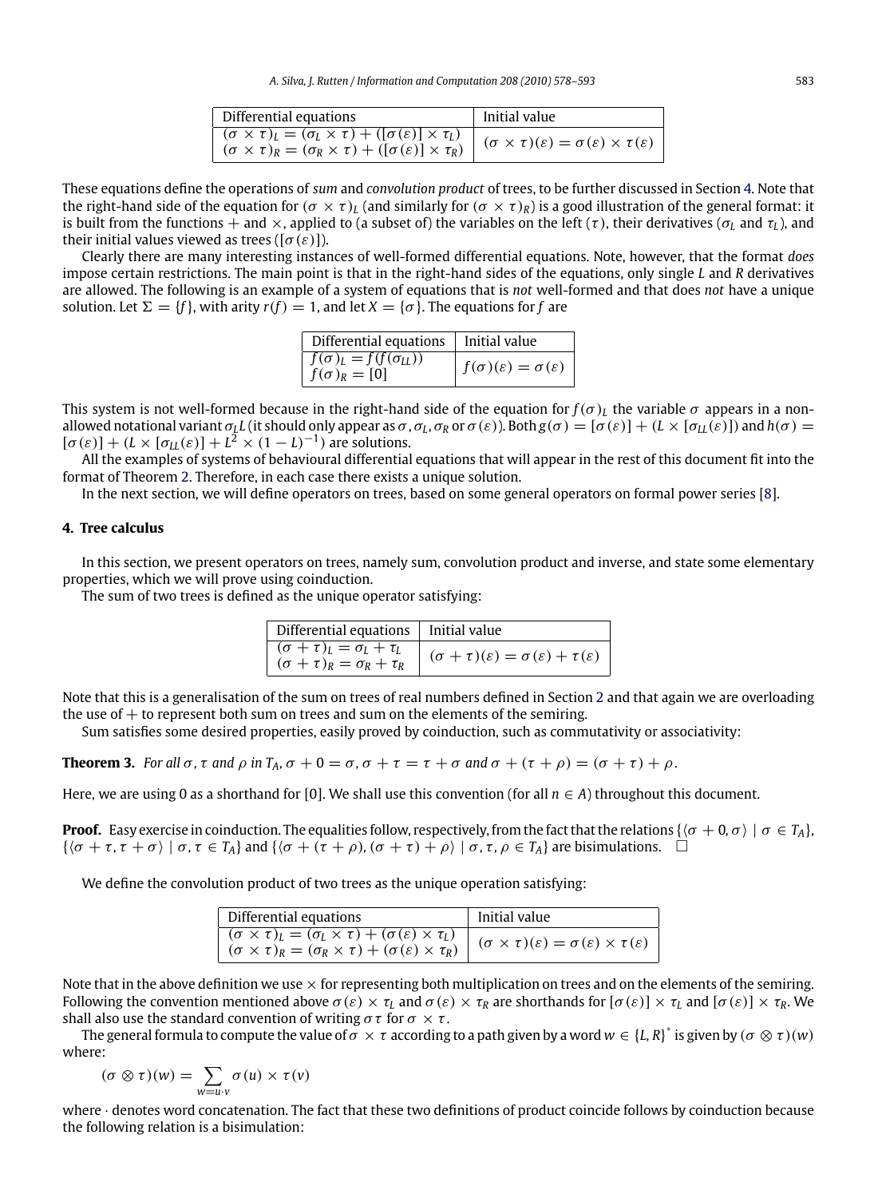| Differential equations | Initial value |
| --- | --- |
| $(\sigma \times \tau)_L = (\sigma_L \times \tau) + ([\sigma(\varepsilon)] \times \tau_L)$ <br> $(\sigma \times \tau)_R = (\sigma_R \times \tau) + ([\sigma(\varepsilon)] \times \tau_R)$ | $(\sigma \times \tau)(\varepsilon) = \sigma(\varepsilon) \times \tau(\varepsilon)$ |

These equations define the operations of *sum* and *convolution product* of trees, to be further discussed in Section 4. Note that the right-hand side of the equation for $(\sigma \times \tau)_L$ (and similarly for $(\sigma \times \tau)_R$) is a good illustration of the general format: it is built from the functions $+$ and $\times$, applied to (a subset of) the variables on the left ($\tau$), their derivatives ($\sigma_L$ and $\tau_L$), and their initial values viewed as trees ($[\sigma(\varepsilon)]$).

Clearly there are many interesting instances of well-formed differential equations. Note, however, that the format *does* impose certain restrictions. The main point is that in the right-hand sides of the equations, only single $L$ and $R$ derivatives are allowed. The following is an example of a system of equations that is *not* well-formed and that does *not* have a unique solution. Let $\Sigma = \{f\}$, with arity $r(f) = 1$, and let $X = \{\sigma\}$. The equations for $f$ are

| Differential equations | Initial value |
| --- | --- |
| $f(\sigma)_L = f(f(\sigma_{LL}))$ <br> $f(\sigma)_R = [0]$ | $f(\sigma)(\varepsilon) = \sigma(\varepsilon)$ |

This system is not well-formed because in the right-hand side of the equation for $f(\sigma)_L$ the variable $\sigma$ appears in a non-allowed notational variant $\sigma_L L$ (it should only appear as $\sigma, \sigma_L, \sigma_R$ or $\sigma(\varepsilon)$). Both $g(\sigma) = [\sigma(\varepsilon)] + (L \times [\sigma_{LL}(\varepsilon)])$ and $h(\sigma) = [\sigma(\varepsilon)] + (L \times [\sigma_{LL}(\varepsilon)] + L^2 \times (1 - L)^{-1})$ are solutions.

All the examples of systems of behavioural differential equations that will appear in the rest of this document fit into the format of Theorem 2. Therefore, in each case there exists a unique solution.

In the next section, we will define operators on trees, based on some general operators on formal power series [8].

## 4. Tree calculus

In this section, we present operators on trees, namely sum, convolution product and inverse, and state some elementary properties, which we will prove using coinduction.

The sum of two trees is defined as the unique operator satisfying:

| Differential equations | Initial value |
| --- | --- |
| $(\sigma + \tau)_L = \sigma_L + \tau_L$ <br> $(\sigma + \tau)_R = \sigma_R + \tau_R$ | $(\sigma + \tau)(\varepsilon) = \sigma(\varepsilon) + \tau(\varepsilon)$ |

Note that this is a generalisation of the sum on trees of real numbers defined in Section 2 and that again we are overloading the use of $+$ to represent both sum on trees and sum on the elements of the semiring.

Sum satisfies some desired properties, easily proved by coinduction, such as commutativity or associativity:

**Theorem 3.** *For all $\sigma$, $\tau$ and $\rho$ in $T_A$, $\sigma + 0 = \sigma$, $\sigma + \tau = \tau + \sigma$ and $\sigma + (\tau + \rho) = (\sigma + \tau) + \rho$.*

Here, we are using 0 as a shorthand for [0]. We shall use this convention (for all $n \in A$) throughout this document.

**Proof.** Easy exercise in coinduction. The equalities follow, respectively, from the fact that the relations $\{\langle \sigma + 0, \sigma \rangle \mid \sigma \in T_A\}$, $\{\langle \sigma + \tau, \tau + \sigma \rangle \mid \sigma, \tau \in T_A\}$ and $\{\langle \sigma + (\tau + \rho), (\sigma + \tau) + \rho \rangle \mid \sigma, \tau, \rho \in T_A\}$ are bisimulations. □

We define the convolution product of two trees as the unique operation satisfying:

| Differential equations | Initial value |
| --- | --- |
| $(\sigma \times \tau)_L = (\sigma_L \times \tau) + (\sigma(\varepsilon) \times \tau_L)$ <br> $(\sigma \times \tau)_R = (\sigma_R \times \tau) + (\sigma(\varepsilon) \times \tau_R)$ | $(\sigma \times \tau)(\varepsilon) = \sigma(\varepsilon) \times \tau(\varepsilon)$ |

Note that in the above definition we use $\times$ for representing both multiplication on trees and on the elements of the semiring. Following the convention mentioned above $\sigma(\varepsilon) \times \tau_L$ and $\sigma(\varepsilon) \times \tau_R$ are shorthands for $[\sigma(\varepsilon)] \times \tau_L$ and $[\sigma(\varepsilon)] \times \tau_R$. We shall also use the standard convention of writing $\sigma\tau$ for $\sigma \times \tau$.

The general formula to compute the value of $\sigma \times \tau$ according to a path given by a word $w \in \{L, R\}^*$ is given by $(\sigma \otimes \tau)(w)$ where:

$$(\sigma \otimes \tau)(w) = \sum_{w = u \cdot v} \sigma(u) \times \tau(v)$$

where $\cdot$ denotes word concatenation. The fact that these two definitions of product coincide follows by coinduction because the following relation is a bisimulation: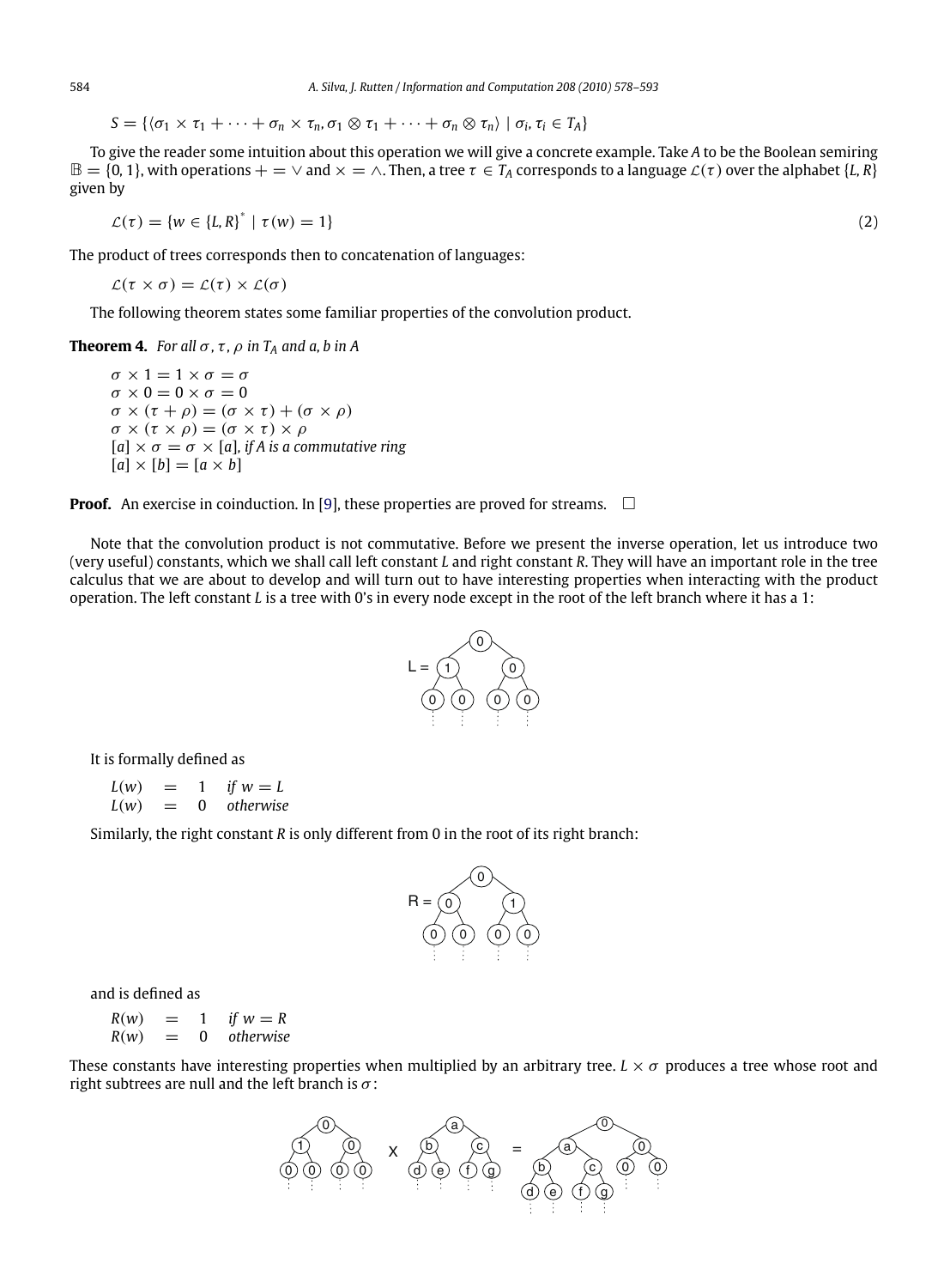$$S = \{\langle \sigma_1 \times \tau_1 + \cdots + \sigma_n \times \tau_n, \sigma_1 \otimes \tau_1 + \cdots + \sigma_n \otimes \tau_n \rangle \mid \sigma_i, \tau_i \in T_A\}$$

To give the reader some intuition about this operation we will give a concrete example. Take $A$ to be the Boolean semiring $\mathbb{B} = \{0, 1\}$, with operations $+ = \vee$ and $\times = \wedge$. Then, a tree $\tau \in T_A$ corresponds to a language $\mathcal{L}(\tau)$ over the alphabet $\{L, R\}$ given by

$$\mathcal{L}(\tau) = \{w \in \{L, R\}^* \mid \tau(w) = 1\} \tag{2}$$

The product of trees corresponds then to concatenation of languages:

$$\mathcal{L}(\tau \times \sigma) = \mathcal{L}(\tau) \times \mathcal{L}(\sigma)$$

The following theorem states some familiar properties of the convolution product.

**Theorem 4.** *For all $\sigma, \tau, \rho$ in $T_A$ and $a, b$ in $A$*

$$\begin{aligned}
&\sigma \times 1 = 1 \times \sigma = \sigma \\
&\sigma \times 0 = 0 \times \sigma = 0 \\
&\sigma \times (\tau + \rho) = (\sigma \times \tau) + (\sigma \times \rho) \\
&\sigma \times (\tau \times \rho) = (\sigma \times \tau) \times \rho \\
&[a] \times \sigma = \sigma \times [a], \text{ if } A \text{ is a commutative ring} \\
&[a] \times [b] = [a \times b]
\end{aligned}$$

**Proof.** An exercise in coinduction. In [9], these properties are proved for streams. □

Note that the convolution product is not commutative. Before we present the inverse operation, let us introduce two (very useful) constants, which we shall call left constant $L$ and right constant $R$. They will have an important role in the tree calculus that we are about to develop and will turn out to have interesting properties when interacting with the product operation. The left constant $L$ is a tree with 0's in every node except in the root of the left branch where it has a 1:

It is formally defined as

$$\begin{aligned}
L(w) &= 1 \quad \text{if } w = L \\
L(w) &= 0 \quad \text{otherwise}
\end{aligned}$$

Similarly, the right constant $R$ is only different from 0 in the root of its right branch:

and is defined as

$$\begin{aligned}
R(w) &= 1 \quad \text{if } w = R \\
R(w) &= 0 \quad \text{otherwise}
\end{aligned}$$

These constants have interesting properties when multiplied by an arbitrary tree. $L \times \sigma$ produces a tree whose root and right subtrees are null and the left branch is $\sigma$: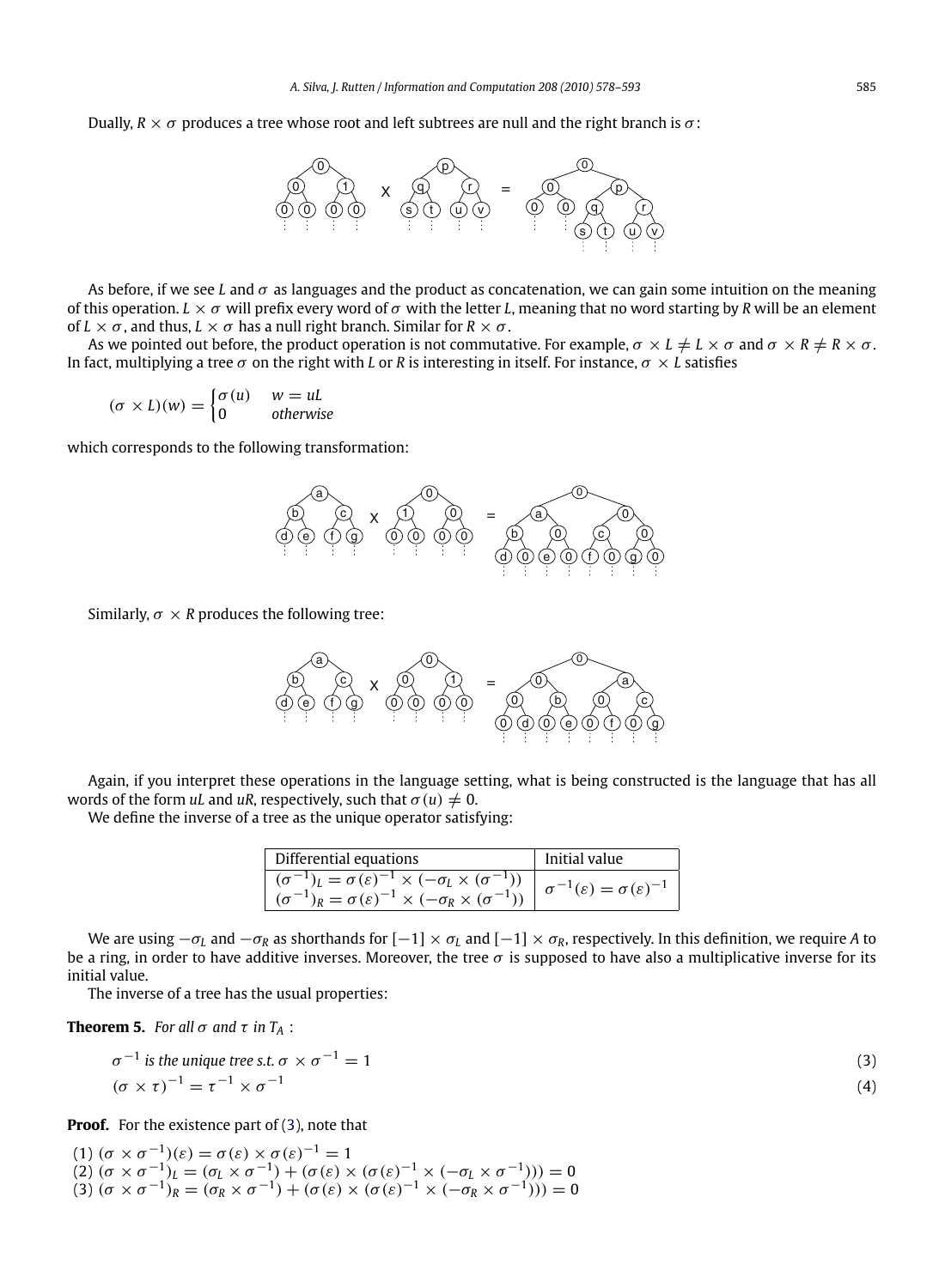Dually, $R \times \sigma$ produces a tree whose root and left subtrees are null and the right branch is $\sigma$:

As before, if we see $L$ and $\sigma$ as languages and the product as concatenation, we can gain some intuition on the meaning of this operation. $L \times \sigma$ will prefix every word of $\sigma$ with the letter $L$, meaning that no word starting by $R$ will be an element of $L \times \sigma$, and thus, $L \times \sigma$ has a null right branch. Similar for $R \times \sigma$.

As we pointed out before, the product operation is not commutative. For example, $\sigma \times L \neq L \times \sigma$ and $\sigma \times R \neq R \times \sigma$. In fact, multiplying a tree $\sigma$ on the right with $L$ or $R$ is interesting in itself. For instance, $\sigma \times L$ satisfies

$$(\sigma \times L)(w) = \begin{cases} \sigma(u) & w = uL \\ 0 & \textit{otherwise} \end{cases}$$

which corresponds to the following transformation:

Similarly, $\sigma \times R$ produces the following tree:

Again, if you interpret these operations in the language setting, what is being constructed is the language that has all words of the form $uL$ and $uR$, respectively, such that $\sigma(u) \neq 0$.

We define the inverse of a tree as the unique operator satisfying:

| Differential equations | Initial value |
|---|---|
| $(\sigma^{-1})_L = \sigma(\varepsilon)^{-1} \times (-\sigma_L \times (\sigma^{-1}))$ <br> $(\sigma^{-1})_R = \sigma(\varepsilon)^{-1} \times (-\sigma_R \times (\sigma^{-1}))$ | $\sigma^{-1}(\varepsilon) = \sigma(\varepsilon)^{-1}$ |

We are using $-\sigma_L$ and $-\sigma_R$ as shorthands for $[-1] \times \sigma_L$ and $[-1] \times \sigma_R$, respectively. In this definition, we require $A$ to be a ring, in order to have additive inverses. Moreover, the tree $\sigma$ is supposed to have also a multiplicative inverse for its initial value.

The inverse of a tree has the usual properties:

**Theorem 5.** *For all $\sigma$ and $\tau$ in $T_A$ :*

$$\sigma^{-1} \textit{ is the unique tree s.t. } \sigma \times \sigma^{-1} = 1 \tag{3}$$

$$(\sigma \times \tau)^{-1} = \tau^{-1} \times \sigma^{-1} \tag{4}$$

**Proof.** For the existence part of (3), note that

(1) $(\sigma \times \sigma^{-1})(\varepsilon) = \sigma(\varepsilon) \times \sigma(\varepsilon)^{-1} = 1$
(2) $(\sigma \times \sigma^{-1})_L = (\sigma_L \times \sigma^{-1}) + (\sigma(\varepsilon) \times (\sigma(\varepsilon)^{-1} \times (-\sigma_L \times \sigma^{-1}))) = 0$
(3) $(\sigma \times \sigma^{-1})_R = (\sigma_R \times \sigma^{-1}) + (\sigma(\varepsilon) \times (\sigma(\varepsilon)^{-1} \times (-\sigma_R \times \sigma^{-1}))) = 0$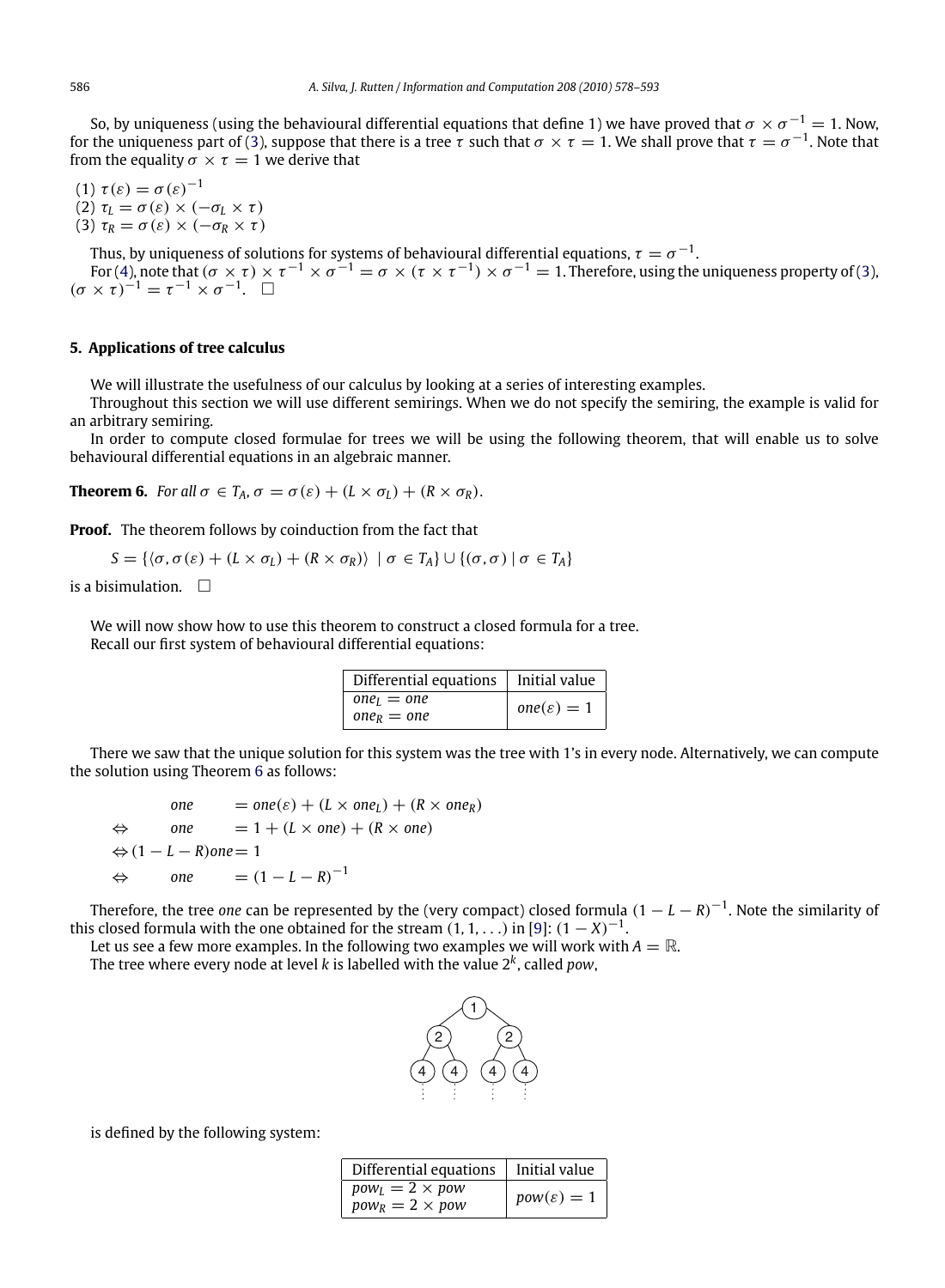So, by uniqueness (using the behavioural differential equations that define 1) we have proved that $\sigma \times \sigma^{-1} = 1$. Now, for the uniqueness part of (3), suppose that there is a tree $\tau$ such that $\sigma \times \tau = 1$. We shall prove that $\tau = \sigma^{-1}$. Note that from the equality $\sigma \times \tau = 1$ we derive that

(1) $\tau(\varepsilon) = \sigma(\varepsilon)^{-1}$
(2) $\tau_L = \sigma(\varepsilon) \times (-\sigma_L \times \tau)$
(3) $\tau_R = \sigma(\varepsilon) \times (-\sigma_R \times \tau)$

Thus, by uniqueness of solutions for systems of behavioural differential equations, $\tau = \sigma^{-1}$.

For (4), note that $(\sigma \times \tau) \times \tau^{-1} \times \sigma^{-1} = \sigma \times (\tau \times \tau^{-1}) \times \sigma^{-1} = 1$. Therefore, using the uniqueness property of (3), $(\sigma \times \tau)^{-1} = \tau^{-1} \times \sigma^{-1}$. $\square$

## 5. Applications of tree calculus

We will illustrate the usefulness of our calculus by looking at a series of interesting examples.

Throughout this section we will use different semirings. When we do not specify the semiring, the example is valid for an arbitrary semiring.

In order to compute closed formulae for trees we will be using the following theorem, that will enable us to solve behavioural differential equations in an algebraic manner.

**Theorem 6.** *For all $\sigma \in T_A$, $\sigma = \sigma(\varepsilon) + (L \times \sigma_L) + (R \times \sigma_R)$.*

**Proof.** The theorem follows by coinduction from the fact that

$$S = \{\langle \sigma, \sigma(\varepsilon) + (L \times \sigma_L) + (R \times \sigma_R) \rangle \mid \sigma \in T_A\} \cup \{(\sigma, \sigma) \mid \sigma \in T_A\}$$

is a bisimulation. $\square$

We will now show how to use this theorem to construct a closed formula for a tree.

Recall our first system of behavioural differential equations:

| Differential equations | Initial value |
|---|---|
| $one_L = one$ <br> $one_R = one$ | $one(\varepsilon) = 1$ |

There we saw that the unique solution for this system was the tree with 1's in every node. Alternatively, we can compute the solution using Theorem 6 as follows:

$$\begin{aligned}
& one = one(\varepsilon) + (L \times one_L) + (R \times one_R) \\
\Leftrightarrow \quad & one = 1 + (L \times one) + (R \times one) \\
\Leftrightarrow \quad & (1 - L - R)one = 1 \\
\Leftrightarrow \quad & one = (1 - L - R)^{-1}
\end{aligned}$$

Therefore, the tree *one* can be represented by the (very compact) closed formula $(1 - L - R)^{-1}$. Note the similarity of this closed formula with the one obtained for the stream $(1, 1, \ldots)$ in [9]: $(1 - X)^{-1}$.

Let us see a few more examples. In the following two examples we will work with $A = \mathbb{R}$.

The tree where every node at level $k$ is labelled with the value $2^k$, called *pow*,

$$\begin{array}{c}
1 \\
2 \qquad\qquad 2 \\
4 \quad 4 \qquad 4 \quad 4 \\
\vdots \quad \vdots \qquad \vdots \quad \vdots
\end{array}$$

is defined by the following system:

| Differential equations | Initial value |
|---|---|
| $pow_L = 2 \times pow$ <br> $pow_R = 2 \times pow$ | $pow(\varepsilon) = 1$ |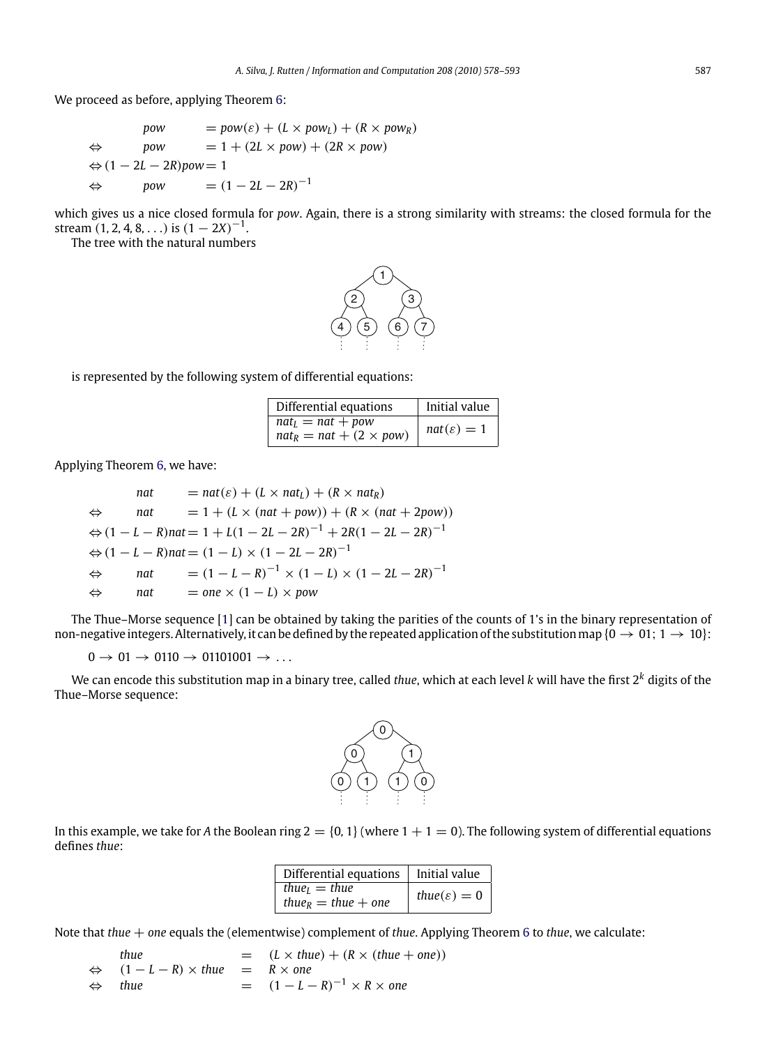We proceed as before, applying Theorem 6:

$$
\begin{aligned}
& pow = pow(\varepsilon) + (L \times pow_L) + (R \times pow_R) \\
\Leftrightarrow\ & pow = 1 + (2L \times pow) + (2R \times pow) \\
\Leftrightarrow\ & (1 - 2L - 2R)pow = 1 \\
\Leftrightarrow\ & pow = (1 - 2L - 2R)^{-1}
\end{aligned}
$$

which gives us a nice closed formula for *pow*. Again, there is a strong similarity with streams: the closed formula for the stream $(1, 2, 4, 8, \ldots)$ is $(1 - 2X)^{-1}$.

The tree with the natural numbers

```
        1
      /   \
     2     3
    / \   / \
   4   5 6   7
   ⋮   ⋮ ⋮   ⋮
```

is represented by the following system of differential equations:

| Differential equations | Initial value |
|---|---|
| $nat_L = nat + pow$ <br> $nat_R = nat + (2 \times pow)$ | $nat(\varepsilon) = 1$ |

Applying Theorem 6, we have:

$$
\begin{aligned}
& nat = nat(\varepsilon) + (L \times nat_L) + (R \times nat_R) \\
\Leftrightarrow\ & nat = 1 + (L \times (nat + pow)) + (R \times (nat + 2pow)) \\
\Leftrightarrow\ & (1 - L - R)nat = 1 + L(1 - 2L - 2R)^{-1} + 2R(1 - 2L - 2R)^{-1} \\
\Leftrightarrow\ & (1 - L - R)nat = (1 - L) \times (1 - 2L - 2R)^{-1} \\
\Leftrightarrow\ & nat = (1 - L - R)^{-1} \times (1 - L) \times (1 - 2L - 2R)^{-1} \\
\Leftrightarrow\ & nat = one \times (1 - L) \times pow
\end{aligned}
$$

The Thue–Morse sequence [1] can be obtained by taking the parities of the counts of 1's in the binary representation of non-negative integers. Alternatively, it can be defined by the repeated application of the substitution map $\{0 \to 01;\ 1 \to 10\}$:

$$0 \to 01 \to 0110 \to 01101001 \to \ldots$$

We can encode this substitution map in a binary tree, called *thue*, which at each level $k$ will have the first $2^k$ digits of the Thue–Morse sequence:

```
        0
      /   \
     0     1
    / \   / \
   0   1 1   0
   ⋮   ⋮ ⋮   ⋮
```

In this example, we take for $A$ the Boolean ring $2 = \{0, 1\}$ (where $1 + 1 = 0$). The following system of differential equations defines *thue*:

| Differential equations | Initial value |
|---|---|
| $thue_L = thue$ <br> $thue_R = thue + one$ | $thue(\varepsilon) = 0$ |

Note that $thue + one$ equals the (elementwise) complement of *thue*. Applying Theorem 6 to *thue*, we calculate:

$$
\begin{aligned}
& thue = (L \times thue) + (R \times (thue + one)) \\
\Leftrightarrow\ & (1 - L - R) \times thue = R \times one \\
\Leftrightarrow\ & thue = (1 - L - R)^{-1} \times R \times one
\end{aligned}
$$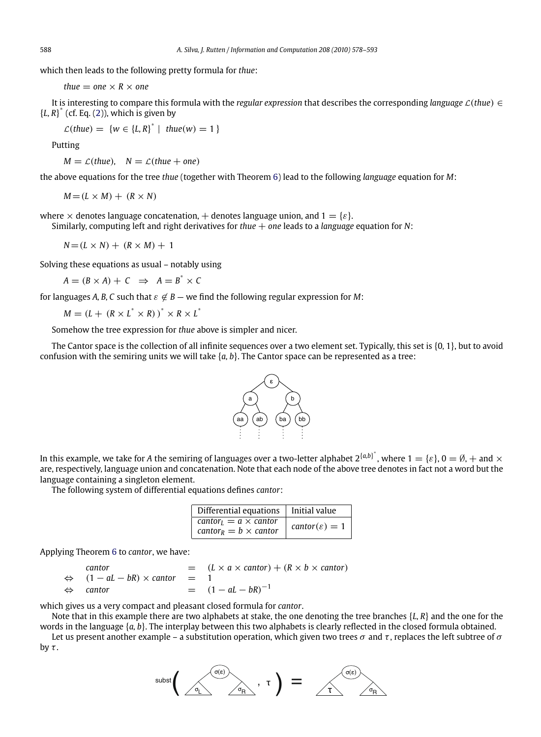which then leads to the following pretty formula for *thue*:

$$thue = one \times R \times one$$

It is interesting to compare this formula with the *regular expression* that describes the corresponding *language* $\mathcal{L}(thue) \in \{L, R\}^*$ (cf. Eq. (2)), which is given by

$$\mathcal{L}(thue) = \{w \in \{L, R\}^* \mid thue(w) = 1\}$$

Putting

$$M = \mathcal{L}(thue), \quad N = \mathcal{L}(thue + one)$$

the above equations for the tree *thue* (together with Theorem 6) lead to the following *language* equation for $M$:

$$M = (L \times M) + (R \times N)$$

where $\times$ denotes language concatenation, $+$ denotes language union, and $1 = \{\varepsilon\}$.

Similarly, computing left and right derivatives for $thue + one$ leads to a *language* equation for $N$:

$$N = (L \times N) + (R \times M) + 1$$

Solving these equations as usual – notably using

$$A = (B \times A) + C \ \Rightarrow \ A = B^* \times C$$

for languages $A, B, C$ such that $\varepsilon \notin B$ — we find the following regular expression for $M$:

$$M = (L + (R \times L^* \times R))^* \times R \times L^*$$

Somehow the tree expression for *thue* above is simpler and nicer.

The Cantor space is the collection of all infinite sequences over a two element set. Typically, this set is $\{0, 1\}$, but to avoid confusion with the semiring units we will take $\{a, b\}$. The Cantor space can be represented as a tree:

In this example, we take for $A$ the semiring of languages over a two-letter alphabet $2^{\{a,b\}^*}$, where $1 = \{\varepsilon\}$, $0 = \emptyset$, $+$ and $\times$ are, respectively, language union and concatenation. Note that each node of the above tree denotes in fact not a word but the language containing a singleton element.

The following system of differential equations defines *cantor*:

| Differential equations | Initial value |
| --- | --- |
| $cantor_L = a \times cantor$ <br> $cantor_R = b \times cantor$ | $cantor(\varepsilon) = 1$ |

Applying Theorem 6 to *cantor*, we have:

$$\begin{array}{rcl} & cantor & = & (L \times a \times cantor) + (R \times b \times cantor) \\ \Leftrightarrow & (1 - aL - bR) \times cantor & = & 1 \\ \Leftrightarrow & cantor & = & (1 - aL - bR)^{-1} \end{array}$$

which gives us a very compact and pleasant closed formula for *cantor*.

Note that in this example there are two alphabets at stake, the one denoting the tree branches $\{L, R\}$ and the one for the words in the language $\{a, b\}$. The interplay between this two alphabets is clearly reflected in the closed formula obtained.

Let us present another example – a substitution operation, which given two trees $\sigma$ and $\tau$, replaces the left subtree of $\sigma$ by $\tau$.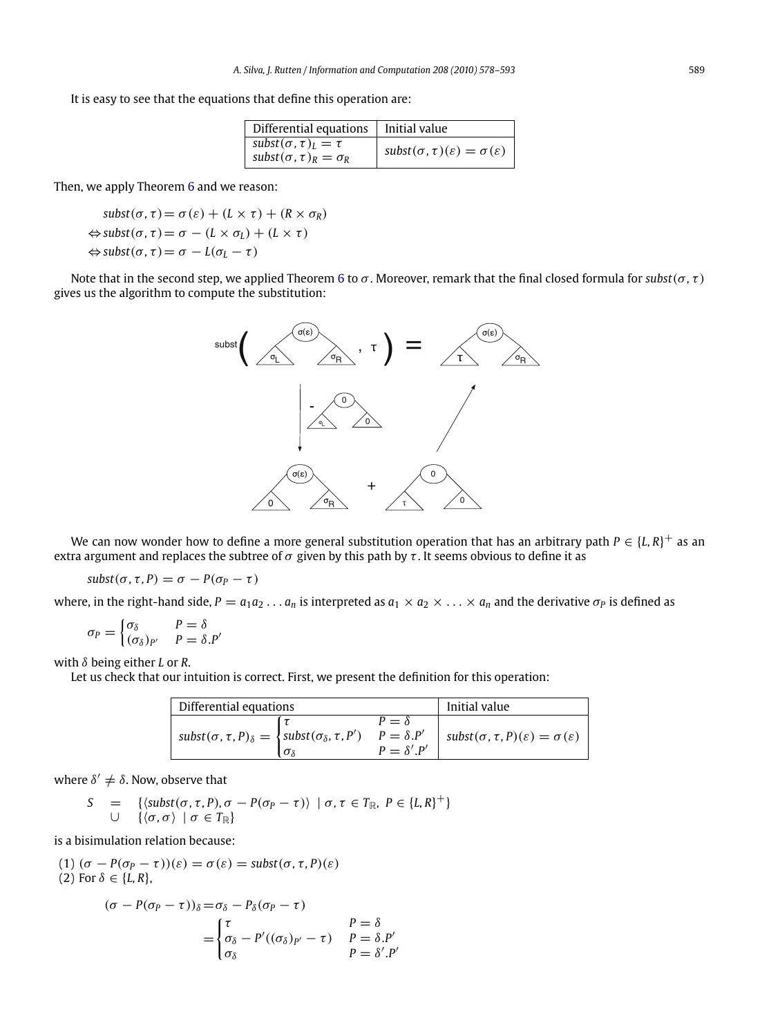It is easy to see that the equations that define this operation are:

| Differential equations | Initial value |
|---|---|
| $subst(\sigma,\tau)_L = \tau$ <br> $subst(\sigma,\tau)_R = \sigma_R$ | $subst(\sigma,\tau)(\varepsilon) = \sigma(\varepsilon)$ |

Then, we apply Theorem 6 and we reason:

$$
\begin{aligned}
& subst(\sigma,\tau) = \sigma(\varepsilon) + (L \times \tau) + (R \times \sigma_R) \\
\Leftrightarrow\ & subst(\sigma,\tau) = \sigma - (L \times \sigma_L) + (L \times \tau) \\
\Leftrightarrow\ & subst(\sigma,\tau) = \sigma - L(\sigma_L - \tau)
\end{aligned}
$$

Note that in the second step, we applied Theorem 6 to $\sigma$. Moreover, remark that the final closed formula for $subst(\sigma,\tau)$ gives us the algorithm to compute the substitution:

We can now wonder how to define a more general substitution operation that has an arbitrary path $P \in \{L,R\}^+$ as an extra argument and replaces the subtree of $\sigma$ given by this path by $\tau$. It seems obvious to define it as

$$subst(\sigma,\tau,P) = \sigma - P(\sigma_P - \tau)$$

where, in the right-hand side, $P = a_1a_2\ldots a_n$ is interpreted as $a_1 \times a_2 \times \ldots \times a_n$ and the derivative $\sigma_P$ is defined as

$$\sigma_P = \begin{cases} \sigma_\delta & P = \delta \\ (\sigma_\delta)_{P'} & P = \delta.P' \end{cases}$$

with $\delta$ being either $L$ or $R$.

Let us check that our intuition is correct. First, we present the definition for this operation:

| Differential equations | Initial value |
|---|---|
| $subst(\sigma,\tau,P)_\delta = \begin{cases} \tau & P = \delta \\ subst(\sigma_\delta,\tau,P') & P = \delta.P' \\ \sigma_\delta & P = \delta'.P' \end{cases}$ | $subst(\sigma,\tau,P)(\varepsilon) = \sigma(\varepsilon)$ |

where $\delta' \neq \delta$. Now, observe that

$$
\begin{aligned}
S \quad = \quad & \{\langle subst(\sigma,\tau,P), \sigma - P(\sigma_P - \tau)\rangle \mid \sigma,\tau \in T_{\mathbb{R}},\ P \in \{L,R\}^+\} \\
\cup \quad & \{\langle \sigma,\sigma\rangle \mid \sigma \in T_{\mathbb{R}}\}
\end{aligned}
$$

is a bisimulation relation because:

(1) $(\sigma - P(\sigma_P - \tau))(\varepsilon) = \sigma(\varepsilon) = subst(\sigma,\tau,P)(\varepsilon)$
(2) For $\delta \in \{L,R\}$,

$$
\begin{aligned}
(\sigma - P(\sigma_P - \tau))_\delta &= \sigma_\delta - P_\delta(\sigma_P - \tau) \\
&= \begin{cases} \tau & P = \delta \\ \sigma_\delta - P'((\sigma_\delta)_{P'} - \tau) & P = \delta.P' \\ \sigma_\delta & P = \delta'.P' \end{cases}
\end{aligned}
$$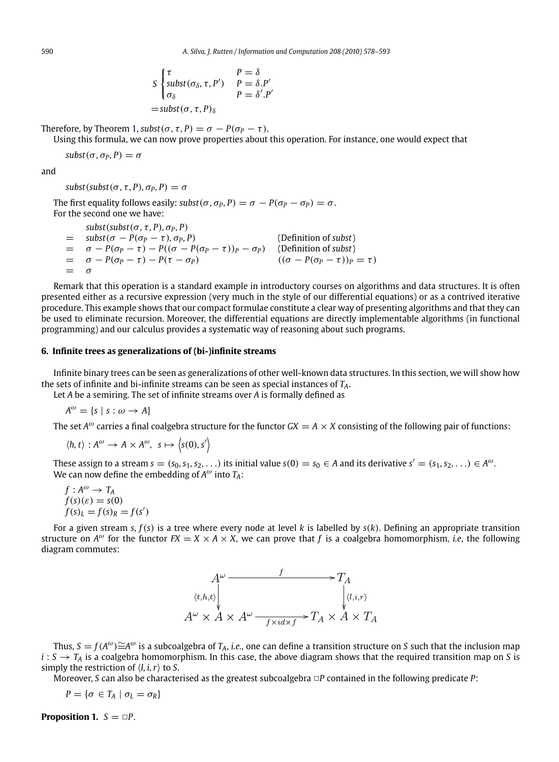$$S \begin{cases} \tau & P = \delta \\ subst(\sigma_\delta, \tau, P') & P = \delta.P' \\ \sigma_\delta & P = \delta'.P' \end{cases}$$

$$= subst(\sigma, \tau, P)_\delta$$

Therefore, by Theorem 1, $subst(\sigma, \tau, P) = \sigma - P(\sigma_P - \tau)$.

Using this formula, we can now prove properties about this operation. For instance, one would expect that

$$subst(\sigma, \sigma_P, P) = \sigma$$

and

$$subst(subst(\sigma, \tau, P), \sigma_P, P) = \sigma$$

The first equality follows easily: $subst(\sigma, \sigma_P, P) = \sigma - P(\sigma_P - \sigma_P) = \sigma$.

For the second one we have:

$$\begin{array}{lll} & subst(subst(\sigma, \tau, P), \sigma_P, P) & \\ = & subst(\sigma - P(\sigma_P - \tau), \sigma_P, P) & \text{(Definition of } subst\text{)} \\ = & \sigma - P(\sigma_P - \tau) - P((\sigma - P(\sigma_P - \tau))_P - \sigma_P) & \text{(Definition of } subst\text{)} \\ = & \sigma - P(\sigma_P - \tau) - P(\tau - \sigma_P) & ((\sigma - P(\sigma_P - \tau))_P = \tau) \\ = & \sigma & \end{array}$$

Remark that this operation is a standard example in introductory courses on algorithms and data structures. It is often presented either as a recursive expression (very much in the style of our differential equations) or as a contrived iterative procedure. This example shows that our compact formulae constitute a clear way of presenting algorithms and that they can be used to eliminate recursion. Moreover, the differential equations are directly implementable algorithms (in functional programming) and our calculus provides a systematic way of reasoning about such programs.

## 6. Infinite trees as generalizations of (bi-)infinite streams

Infinite binary trees can be seen as generalizations of other well-known data structures. In this section, we will show how the sets of infinite and bi-infinite streams can be seen as special instances of $T_A$.

Let $A$ be a semiring. The set of infinite streams over $A$ is formally defined as

$$A^\omega = \{s \mid s : \omega \to A\}$$

The set $A^\omega$ carries a final coalgebra structure for the functor $GX = A \times X$ consisting of the following pair of functions:

$$\langle h, t \rangle : A^\omega \to A \times A^\omega, \ \ s \mapsto \left\langle s(0), s' \right\rangle$$

These assign to a stream $s = (s_0, s_1, s_2, \ldots)$ its initial value $s(0) = s_0 \in A$ and its derivative $s' = (s_1, s_2, \ldots) \in A^\omega$.

We can now define the embedding of $A^\omega$ into $T_A$:

$$\begin{array}{l} f : A^\omega \to T_A \\ f(s)(\varepsilon) = s(0) \\ f(s)_L = f(s)_R = f(s') \end{array}$$

For a given stream $s$, $f(s)$ is a tree where every node at level $k$ is labelled by $s(k)$. Defining an appropriate transition structure on $A^\omega$ for the functor $FX = X \times A \times X$, we can prove that $f$ is a coalgebra homomorphism, *i.e.* the following diagram commutes:

$$\begin{array}{ccc} A^\omega & \xrightarrow{\quad f \quad} & T_A \\ \Big\downarrow{\scriptstyle \langle t,h,t \rangle} & & \Big\downarrow{\scriptstyle \langle l,i,r \rangle} \\ A^\omega \times A \times A^\omega & \xrightarrow[f \times id \times f]{} & T_A \times A \times T_A \end{array}$$

Thus, $S = f(A^\omega) \cong A^\omega$ is a subcoalgebra of $T_A$, *i.e.*, one can define a transition structure on $S$ such that the inclusion map $i : S \to T_A$ is a coalgebra homomorphism. In this case, the above diagram shows that the required transition map on $S$ is simply the restriction of $\langle l, i, r \rangle$ to $S$.

Moreover, $S$ can also be characterised as the greatest subcoalgebra $\Box P$ contained in the following predicate $P$:

$$P = \{\sigma \in T_A \mid \sigma_L = \sigma_R\}$$

**Proposition 1.** $S = \Box P$.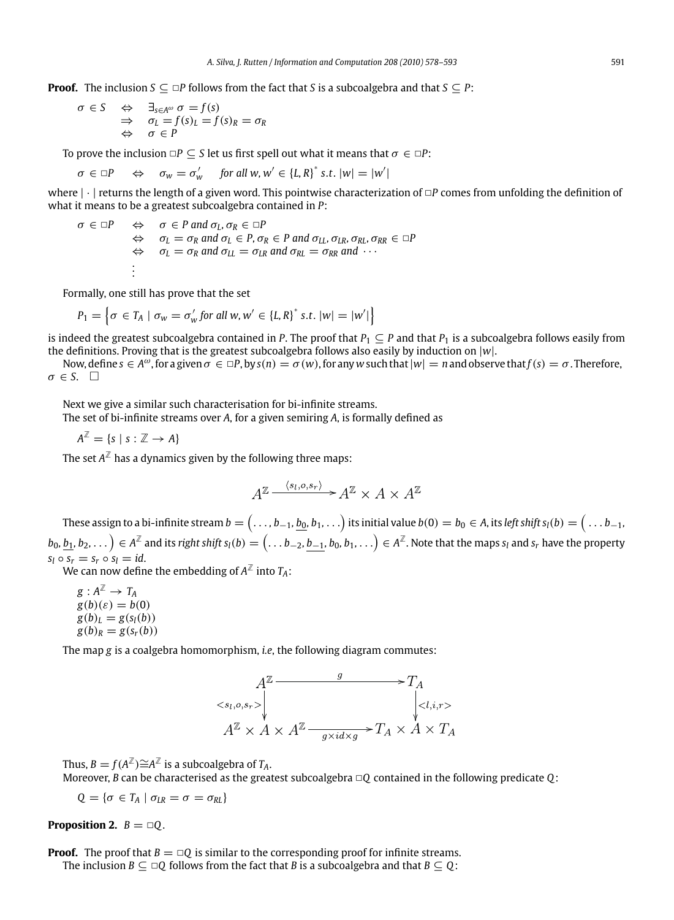**Proof.** The inclusion $S \subseteq \Box P$ follows from the fact that $S$ is a subcoalgebra and that $S \subseteq P$:

$$
\begin{aligned}
\sigma \in S \quad & \Leftrightarrow \quad \exists_{s \in A^\omega}\ \sigma = f(s) \\
& \Rightarrow \quad \sigma_L = f(s)_L = f(s)_R = \sigma_R \\
& \Leftrightarrow \quad \sigma \in P
\end{aligned}
$$

To prove the inclusion $\Box P \subseteq S$ let us first spell out what it means that $\sigma \in \Box P$:

$$
\sigma \in \Box P \quad \Leftrightarrow \quad \sigma_w = \sigma'_w \quad \textit{for all } w, w' \in \{L, R\}^* \textit{ s.t. } |w| = |w'|
$$

where $|\cdot|$ returns the length of a given word. This pointwise characterization of $\Box P$ comes from unfolding the definition of what it means to be a greatest subcoalgebra contained in $P$:

$$
\begin{aligned}
\sigma \in \Box P \quad & \Leftrightarrow \quad \sigma \in P \textit{ and } \sigma_L, \sigma_R \in \Box P \\
& \Leftrightarrow \quad \sigma_L = \sigma_R \textit{ and } \sigma_L \in P, \sigma_R \in P \textit{ and } \sigma_{LL}, \sigma_{LR}, \sigma_{RL}, \sigma_{RR} \in \Box P \\
& \Leftrightarrow \quad \sigma_L = \sigma_R \textit{ and } \sigma_{LL} = \sigma_{LR} \textit{ and } \sigma_{RL} = \sigma_{RR} \textit{ and } \cdots \\
& \quad \vdots
\end{aligned}
$$

Formally, one still has prove that the set

$$
P_1 = \left\{ \sigma \in T_A \mid \sigma_w = \sigma'_w \textit{ for all } w, w' \in \{L, R\}^* \textit{ s.t. } |w| = |w'| \right\}
$$

is indeed the greatest subcoalgebra contained in $P$. The proof that $P_1 \subseteq P$ and that $P_1$ is a subcoalgebra follows easily from the definitions. Proving that is the greatest subcoalgebra follows also easily by induction on $|w|$.

Now, define $s \in A^\omega$, for a given $\sigma \in \Box P$, by $s(n) = \sigma(w)$, for any $w$ such that $|w| = n$ and observe that $f(s) = \sigma$. Therefore, $\sigma \in S$. $\Box$

Next we give a similar such characterisation for bi-infinite streams.

The set of bi-infinite streams over $A$, for a given semiring $A$, is formally defined as

$$
A^{\mathbb{Z}} = \{ s \mid s : \mathbb{Z} \to A \}
$$

The set $A^{\mathbb{Z}}$ has a dynamics given by the following three maps:

$$
A^{\mathbb{Z}} \xrightarrow{\langle s_l, o, s_r \rangle} A^{\mathbb{Z}} \times A \times A^{\mathbb{Z}}
$$

These assign to a bi-infinite stream $b = \left( \ldots, b_{-1}, \underline{b_0}, b_1, \ldots \right)$ its initial value $b(0) = b_0 \in A$, its *left shift* $s_l(b) = \left( \ldots b_{-1}, b_0, \underline{b_1}, b_2, \ldots \right) \in A^{\mathbb{Z}}$ and its *right shift* $s_l(b) = \left( \ldots b_{-2}, \underline{b_{-1}}, b_0, b_1, \ldots \right) \in A^{\mathbb{Z}}$. Note that the maps $s_l$ and $s_r$ have the property $s_l \circ s_r = s_r \circ s_l = id$.

We can now define the embedding of $A^{\mathbb{Z}}$ into $T_A$:

$$
\begin{aligned}
& g : A^{\mathbb{Z}} \to T_A \\
& g(b)(\varepsilon) = b(0) \\
& g(b)_L = g(s_l(b)) \\
& g(b)_R = g(s_r(b))
\end{aligned}
$$

The map $g$ is a coalgebra homomorphism, *i.e*, the following diagram commutes:

$$
\begin{array}{ccc}
A^{\mathbb{Z}} & \xrightarrow{\quad g \quad} & T_A \\
\big\downarrow {\scriptstyle <s_l, o, s_r>} & & \big\downarrow {\scriptstyle <l, i, r>} \\
A^{\mathbb{Z}} \times A \times A^{\mathbb{Z}} & \xrightarrow[g \times id \times g]{} & T_A \times A \times T_A
\end{array}
$$

Thus, $B = f(A^{\mathbb{Z}}) \cong A^{\mathbb{Z}}$ is a subcoalgebra of $T_A$.

Moreover, $B$ can be characterised as the greatest subcoalgebra $\Box Q$ contained in the following predicate $Q$:

$$
Q = \{ \sigma \in T_A \mid \sigma_{LR} = \sigma = \sigma_{RL} \}
$$

**Proposition 2.** $B = \Box Q$.

**Proof.** The proof that $B = \Box Q$ is similar to the corresponding proof for infinite streams.

The inclusion $B \subseteq \Box Q$ follows from the fact that $B$ is a subcoalgebra and that $B \subseteq Q$: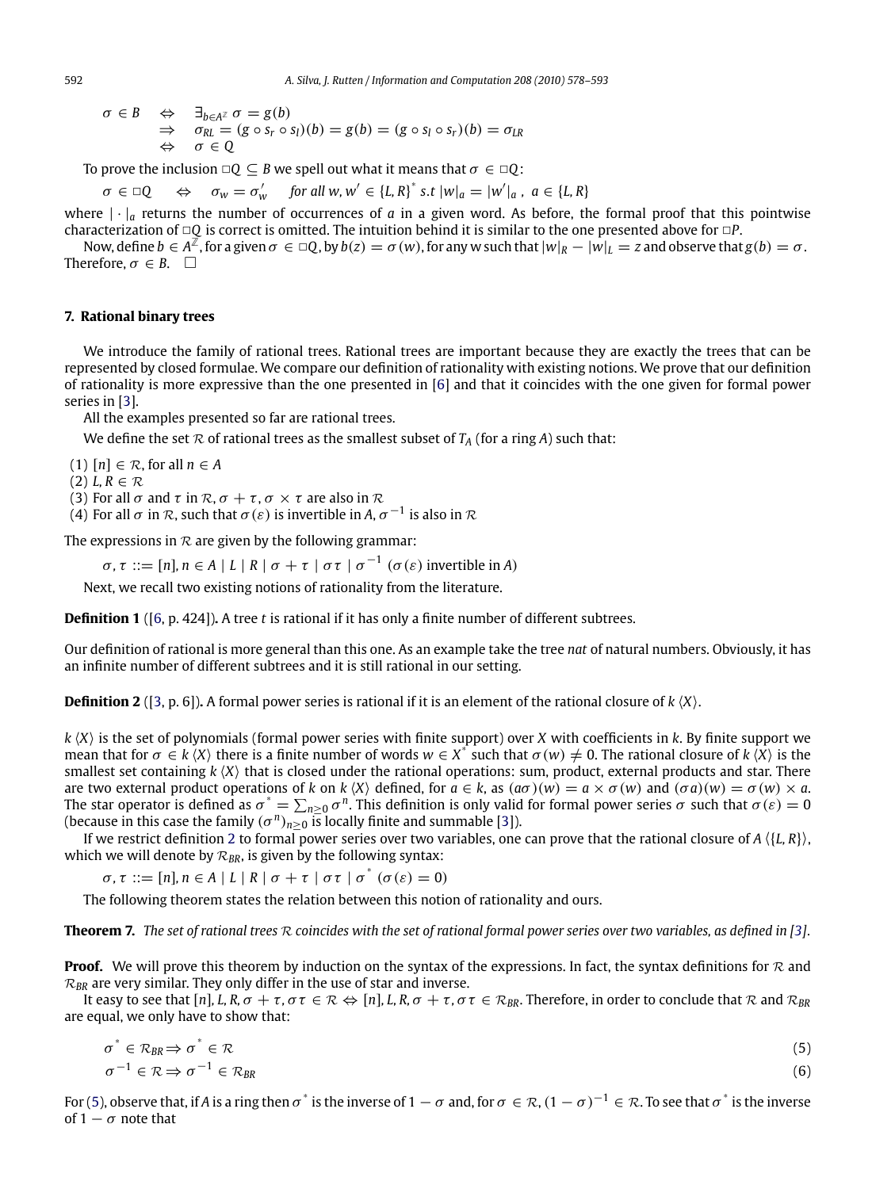$$
\begin{array}{lll}
\sigma \in B & \Leftrightarrow & \exists_{b \in A^{\mathbb{Z}}}\ \sigma = g(b) \\
 & \Rightarrow & \sigma_{RL} = (g \circ s_r \circ s_l)(b) = g(b) = (g \circ s_l \circ s_r)(b) = \sigma_{LR} \\
 & \Leftrightarrow & \sigma \in Q
\end{array}
$$

To prove the inclusion $\Box Q \subseteq B$ we spell out what it means that $\sigma \in \Box Q$:

$$
\sigma \in \Box Q \quad \Leftrightarrow \quad \sigma_w = \sigma'_w \quad \textit{for all } w, w' \in \{L, R\}^* \textit{ s.t } |w|_a = |w'|_a\ ,\ a \in \{L, R\}
$$

where $|\cdot|_a$ returns the number of occurrences of $a$ in a given word. As before, the formal proof that this pointwise characterization of $\Box Q$ is correct is omitted. The intuition behind it is similar to the one presented above for $\Box P$.

Now, define $b \in A^{\mathbb{Z}}$, for a given $\sigma \in \Box Q$, by $b(z) = \sigma(w)$, for any w such that $|w|_R - |w|_L = z$ and observe that $g(b) = \sigma$. Therefore, $\sigma \in B$. $\Box$

## 7. Rational binary trees

We introduce the family of rational trees. Rational trees are important because they are exactly the trees that can be represented by closed formulae. We compare our definition of rationality with existing notions. We prove that our definition of rationality is more expressive than the one presented in [6] and that it coincides with the one given for formal power series in [3].

All the examples presented so far are rational trees.

We define the set $\mathcal{R}$ of rational trees as the smallest subset of $T_A$ (for a ring $A$) such that:

(1) $[n] \in \mathcal{R}$, for all $n \in A$
(2) $L, R \in \mathcal{R}$
(3) For all $\sigma$ and $\tau$ in $\mathcal{R}$, $\sigma + \tau$, $\sigma \times \tau$ are also in $\mathcal{R}$
(4) For all $\sigma$ in $\mathcal{R}$, such that $\sigma(\varepsilon)$ is invertible in $A$, $\sigma^{-1}$ is also in $\mathcal{R}$

The expressions in $\mathcal{R}$ are given by the following grammar:

$$
\sigma, \tau ::= [n], n \in A \mid L \mid R \mid \sigma + \tau \mid \sigma\tau \mid \sigma^{-1}\ (\sigma(\varepsilon) \text{ invertible in } A)
$$

Next, we recall two existing notions of rationality from the literature.

**Definition 1** ([6, p. 424])**.** A tree $t$ is rational if it has only a finite number of different subtrees.

Our definition of rational is more general than this one. As an example take the tree *nat* of natural numbers. Obviously, it has an infinite number of different subtrees and it is still rational in our setting.

**Definition 2** ([3, p. 6])**.** A formal power series is rational if it is an element of the rational closure of $k\langle X\rangle$.

$k\langle X\rangle$ is the set of polynomials (formal power series with finite support) over $X$ with coefficients in $k$. By finite support we mean that for $\sigma \in k\langle X\rangle$ there is a finite number of words $w \in X^*$ such that $\sigma(w) \neq 0$. The rational closure of $k\langle X\rangle$ is the smallest set containing $k\langle X\rangle$ that is closed under the rational operations: sum, product, external products and star. There are two external product operations of $k$ on $k\langle X\rangle$ defined, for $a \in k$, as $(a\sigma)(w) = a \times \sigma(w)$ and $(\sigma a)(w) = \sigma(w) \times a$. The star operator is defined as $\sigma^* = \sum_{n \geq 0} \sigma^n$. This definition is only valid for formal power series $\sigma$ such that $\sigma(\varepsilon) = 0$ (because in this case the family $(\sigma^n)_{n \geq 0}$ is locally finite and summable [3]).

If we restrict definition 2 to formal power series over two variables, one can prove that the rational closure of $A\langle\{L, R\}\rangle$, which we will denote by $\mathcal{R}_{BR}$, is given by the following syntax:

$$
\sigma, \tau ::= [n], n \in A \mid L \mid R \mid \sigma + \tau \mid \sigma\tau \mid \sigma^*\ (\sigma(\varepsilon) = 0)
$$

The following theorem states the relation between this notion of rationality and ours.

**Theorem 7.** *The set of rational trees $\mathcal{R}$ coincides with the set of rational formal power series over two variables, as defined in [3].*

**Proof.** We will prove this theorem by induction on the syntax of the expressions. In fact, the syntax definitions for $\mathcal{R}$ and $\mathcal{R}_{BR}$ are very similar. They only differ in the use of star and inverse.

It easy to see that $[n], L, R, \sigma + \tau, \sigma\tau \in \mathcal{R} \Leftrightarrow [n], L, R, \sigma + \tau, \sigma\tau \in \mathcal{R}_{BR}$. Therefore, in order to conclude that $\mathcal{R}$ and $\mathcal{R}_{BR}$ are equal, we only have to show that:

$$
\sigma^* \in \mathcal{R}_{BR} \Rightarrow \sigma^* \in \mathcal{R} \tag{5}
$$

$$
\sigma^{-1} \in \mathcal{R} \Rightarrow \sigma^{-1} \in \mathcal{R}_{BR} \tag{6}
$$

For (5), observe that, if $A$ is a ring then $\sigma^*$ is the inverse of $1 - \sigma$ and, for $\sigma \in \mathcal{R}$, $(1 - \sigma)^{-1} \in \mathcal{R}$. To see that $\sigma^*$ is the inverse of $1 - \sigma$ note that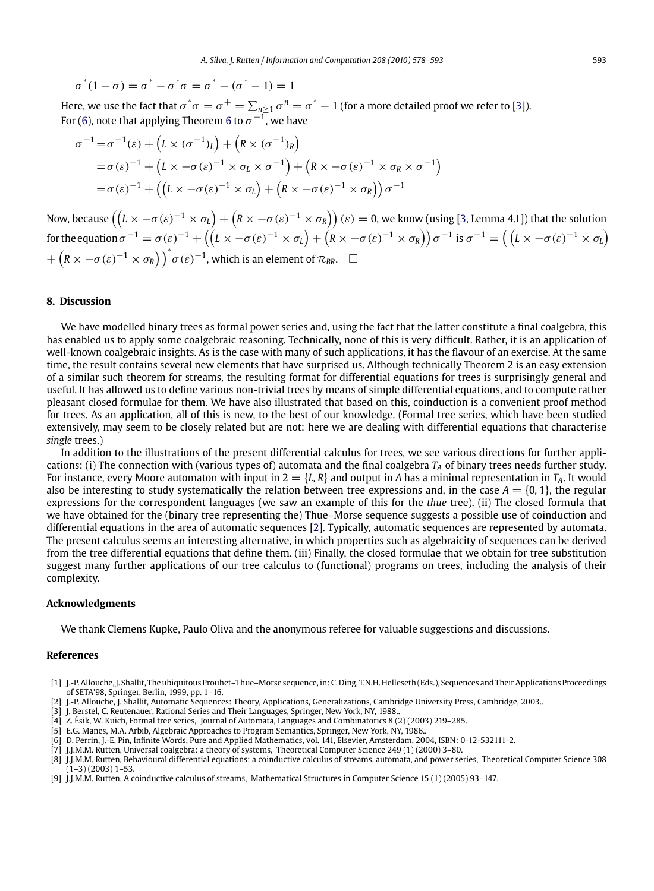$$\sigma^*(1-\sigma) = \sigma^* - \sigma^*\sigma = \sigma^* - (\sigma^* - 1) = 1$$

Here, we use the fact that $\sigma^*\sigma = \sigma^+ = \sum_{n\geq 1} \sigma^n = \sigma^* - 1$ (for a more detailed proof we refer to [3]).

For (6), note that applying Theorem 6 to $\sigma^{-1}$, we have

$$\begin{aligned}
\sigma^{-1} &= \sigma^{-1}(\varepsilon) + \left(L \times (\sigma^{-1})_L\right) + \left(R \times (\sigma^{-1})_R\right) \\
&= \sigma(\varepsilon)^{-1} + \left(L \times -\sigma(\varepsilon)^{-1} \times \sigma_L \times \sigma^{-1}\right) + \left(R \times -\sigma(\varepsilon)^{-1} \times \sigma_R \times \sigma^{-1}\right) \\
&= \sigma(\varepsilon)^{-1} + \left(\left(L \times -\sigma(\varepsilon)^{-1} \times \sigma_L\right) + \left(R \times -\sigma(\varepsilon)^{-1} \times \sigma_R\right)\right)\sigma^{-1}
\end{aligned}$$

Now, because $\left(\left(L \times -\sigma(\varepsilon)^{-1} \times \sigma_L\right) + \left(R \times -\sigma(\varepsilon)^{-1} \times \sigma_R\right)\right)(\varepsilon) = 0$, we know (using [3, Lemma 4.1]) that the solution for the equation $\sigma^{-1} = \sigma(\varepsilon)^{-1} + \left(\left(L \times -\sigma(\varepsilon)^{-1} \times \sigma_L\right) + \left(R \times -\sigma(\varepsilon)^{-1} \times \sigma_R\right)\right)\sigma^{-1}$ is $\sigma^{-1} = \left(\left(L \times -\sigma(\varepsilon)^{-1} \times \sigma_L\right) + \left(R \times -\sigma(\varepsilon)^{-1} \times \sigma_R\right)\right)^* \sigma(\varepsilon)^{-1}$, which is an element of $\mathcal{R}_{BR}$. $\square$

## 8. Discussion

We have modelled binary trees as formal power series and, using the fact that the latter constitute a final coalgebra, this has enabled us to apply some coalgebraic reasoning. Technically, none of this is very difficult. Rather, it is an application of well-known coalgebraic insights. As is the case with many of such applications, it has the flavour of an exercise. At the same time, the result contains several new elements that have surprised us. Although technically Theorem 2 is an easy extension of a similar such theorem for streams, the resulting format for differential equations for trees is surprisingly general and useful. It has allowed us to define various non-trivial trees by means of simple differential equations, and to compute rather pleasant closed formulae for them. We have also illustrated that based on this, coinduction is a convenient proof method for trees. As an application, all of this is new, to the best of our knowledge. (Formal tree series, which have been studied extensively, may seem to be closely related but are not: here we are dealing with differential equations that characterise *single* trees.)

In addition to the illustrations of the present differential calculus for trees, we see various directions for further applications: (i) The connection with (various types of) automata and the final coalgebra $T_A$ of binary trees needs further study. For instance, every Moore automaton with input in $2 = \{L, R\}$ and output in $A$ has a minimal representation in $T_A$. It would also be interesting to study systematically the relation between tree expressions and, in the case $A = \{0, 1\}$, the regular expressions for the correspondent languages (we saw an example of this for the *thue* tree). (ii) The closed formula that we have obtained for the (binary tree representing the) Thue–Morse sequence suggests a possible use of coinduction and differential equations in the area of automatic sequences [2]. Typically, automatic sequences are represented by automata. The present calculus seems an interesting alternative, in which properties such as algebraicity of sequences can be derived from the tree differential equations that define them. (iii) Finally, the closed formulae that we obtain for tree substitution suggest many further applications of our tree calculus to (functional) programs on trees, including the analysis of their complexity.

## Acknowledgments

We thank Clemens Kupke, Paulo Oliva and the anonymous referee for valuable suggestions and discussions.

## References

[1] J.-P. Allouche, J. Shallit, The ubiquitous Prouhet–Thue–Morse sequence, in: C. Ding, T.N.H. Helleseth (Eds.), Sequences and Their Applications Proceedings of SETA'98, Springer, Berlin, 1999, pp. 1–16.

[2] J.-P. Allouche, J. Shallit, Automatic Sequences: Theory, Applications, Generalizations, Cambridge University Press, Cambridge, 2003..

[3] J. Berstel, C. Reutenauer, Rational Series and Their Languages, Springer, New York, NY, 1988..

[4] Z. Ésik, W. Kuich, Formal tree series, Journal of Automata, Languages and Combinatorics 8 (2) (2003) 219–285.

[5] E.G. Manes, M.A. Arbib, Algebraic Approaches to Program Semantics, Springer, New York, NY, 1986..

[6] D. Perrin, J.-E. Pin, Infinite Words, Pure and Applied Mathematics, vol. 141, Elsevier, Amsterdam, 2004, ISBN: 0-12-532111-2.

[7] J.J.M.M. Rutten, Universal coalgebra: a theory of systems, Theoretical Computer Science 249 (1) (2000) 3–80.

[8] J.J.M.M. Rutten, Behavioural differential equations: a coinductive calculus of streams, automata, and power series, Theoretical Computer Science 308 (1–3) (2003) 1–53.

[9] J.J.M.M. Rutten, A coinductive calculus of streams, Mathematical Structures in Computer Science 15 (1) (2005) 93–147.